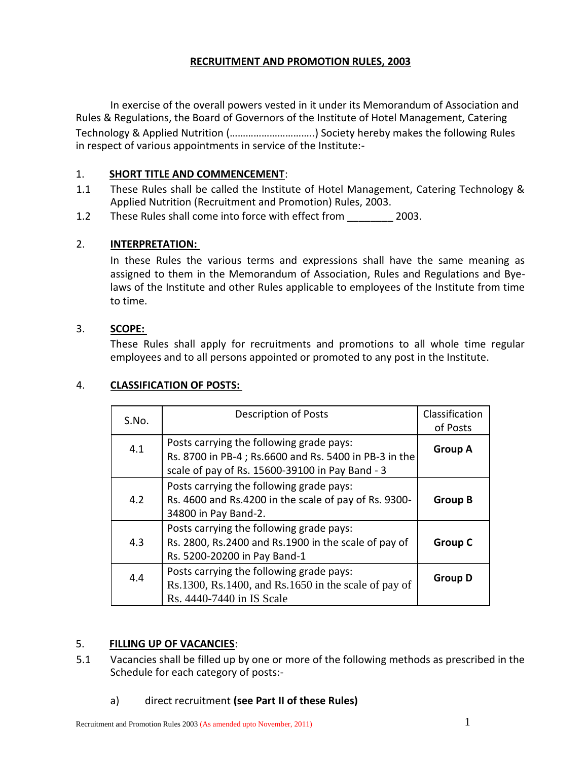# RECRUITMENT AND PROMOTION RULES, 2003

In exercise of the overall powers vested in it under its Memorandum of Association and Rules & Regulations, the Board of Governors of the Institute of Hotel Management, Catering Technology & Applied Nutrition (…………………………..) Society hereby makes the following Rules in respect of various appointments in service of the Institute:-

1. **SHORT TITLE AND COMMENCEMENT**:

1.1 These Rules shall be called the Institute of Hotel Management, Catering Technology & Applied Nutrition (Recruitment and Promotion) Rules, 2003.

1.2 These Rules shall come into force with effect from ________ 2003.

2. **INTERPRETATION:**

In these Rules the various terms and expressions shall have the same meaning as assigned to them in the Memorandum of Association, Rules and Regulations and Bye-laws of the Institute and other Rules applicable to employees of the Institute from time to time.

3. **SCOPE:**

These Rules shall apply for recruitments and promotions to all whole time regular employees and to all persons appointed or promoted to any post in the Institute.

4. **CLASSIFICATION OF POSTS:**

| S.No. | Description of Posts | Classification of Posts |
|---|---|---|
| 4.1 | Posts carrying the following grade pays: Rs. 8700 in PB-4 ; Rs.6600 and Rs. 5400 in PB-3 in the scale of pay of Rs. 15600-39100 in Pay Band - 3 | **Group A** |
| 4.2 | Posts carrying the following grade pays: Rs. 4600 and Rs.4200 in the scale of pay of Rs. 9300-34800 in Pay Band-2. | **Group B** |
| 4.3 | Posts carrying the following grade pays: Rs. 2800, Rs.2400 and Rs.1900 in the scale of pay of Rs. 5200-20200 in Pay Band-1 | **Group C** |
| 4.4 | Posts carrying the following grade pays: Rs.1300, Rs.1400, and Rs.1650 in the scale of pay of Rs. 4440-7440 in IS Scale | **Group D** |

5. **FILLING UP OF VACANCIES**:

5.1 Vacancies shall be filled up by one or more of the following methods as prescribed in the Schedule for each category of posts:-

a) direct recruitment **(see Part II of these Rules)**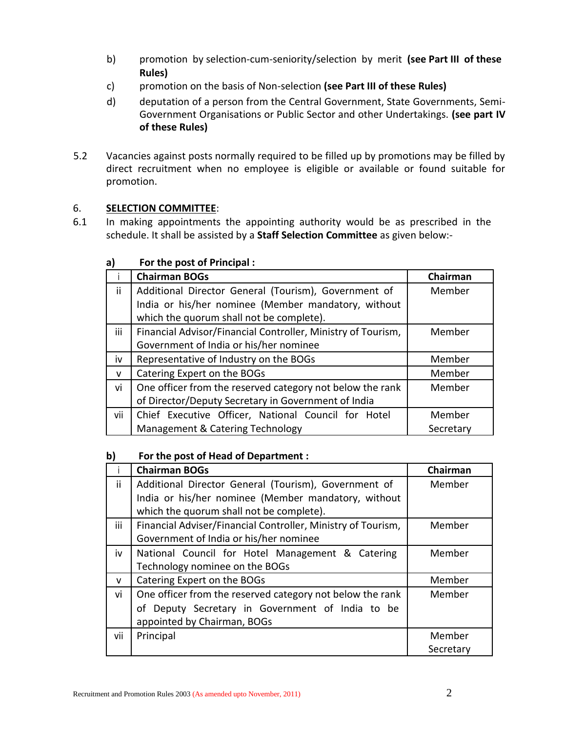b) promotion by selection-cum-seniority/selection by merit **(see Part III of these Rules)**

c) promotion on the basis of Non-selection **(see Part III of these Rules)**

d) deputation of a person from the Central Government, State Governments, Semi-Government Organisations or Public Sector and other Undertakings. **(see part IV of these Rules)**

5.2 Vacancies against posts normally required to be filled up by promotions may be filled by direct recruitment when no employee is eligible or available or found suitable for promotion.

6. **SELECTION COMMITTEE**:

6.1 In making appointments the appointing authority would be as prescribed in the schedule. It shall be assisted by a **Staff Selection Committee** as given below:-

**a) For the post of Principal :**

| i | **Chairman BOGs** | **Chairman** |
|---|---|---|
| ii | Additional Director General (Tourism), Government of India or his/her nominee (Member mandatory, without which the quorum shall not be complete). | Member |
| iii | Financial Advisor/Financial Controller, Ministry of Tourism, Government of India or his/her nominee | Member |
| iv | Representative of Industry on the BOGs | Member |
| v | Catering Expert on the BOGs | Member |
| vi | One officer from the reserved category not below the rank of Director/Deputy Secretary in Government of India | Member |
| vii | Chief Executive Officer, National Council for Hotel Management & Catering Technology | Member Secretary |

**b) For the post of Head of Department :**

| i | **Chairman BOGs** | **Chairman** |
|---|---|---|
| ii | Additional Director General (Tourism), Government of India or his/her nominee (Member mandatory, without which the quorum shall not be complete). | Member |
| iii | Financial Adviser/Financial Controller, Ministry of Tourism, Government of India or his/her nominee | Member |
| iv | National Council for Hotel Management & Catering Technology nominee on the BOGs | Member |
| v | Catering Expert on the BOGs | Member |
| vi | One officer from the reserved category not below the rank of Deputy Secretary in Government of India to be appointed by Chairman, BOGs | Member |
| vii | Principal | Member Secretary |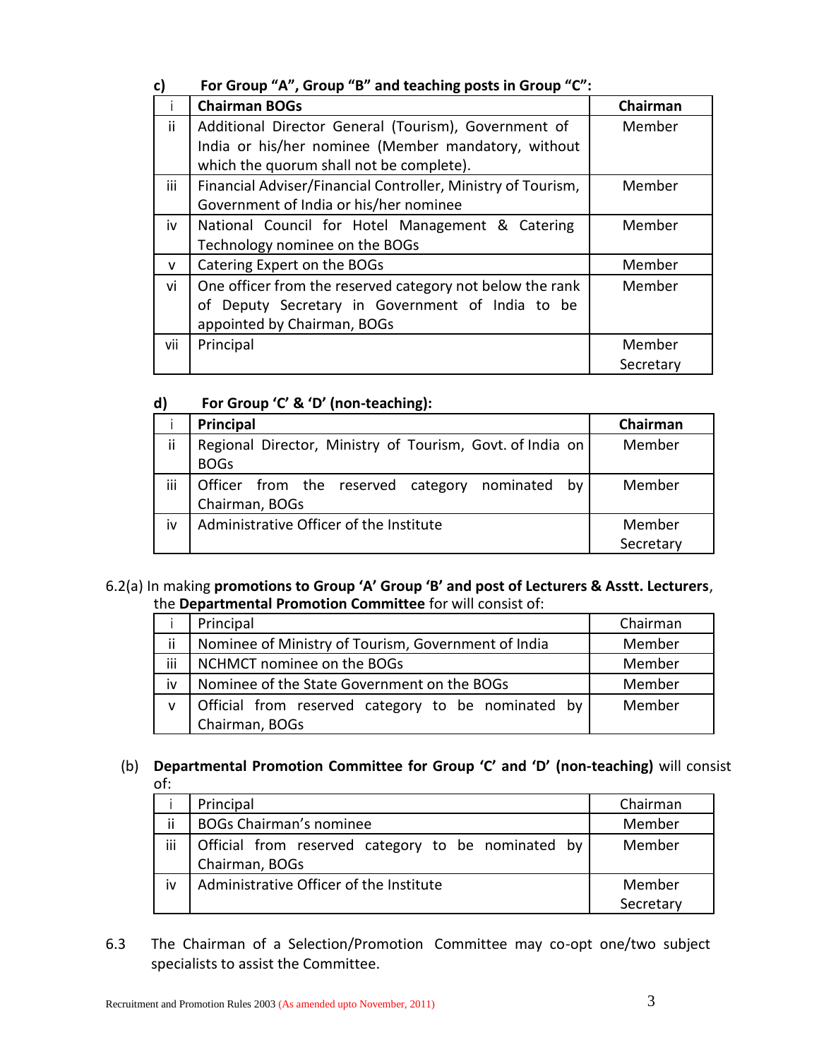**c) For Group "A", Group "B" and teaching posts in Group "C":**

| i | **Chairman BOGs** | **Chairman** |
|---|---|---|
| ii | Additional Director General (Tourism), Government of India or his/her nominee (Member mandatory, without which the quorum shall not be complete). | Member |
| iii | Financial Adviser/Financial Controller, Ministry of Tourism, Government of India or his/her nominee | Member |
| iv | National Council for Hotel Management & Catering Technology nominee on the BOGs | Member |
| v | Catering Expert on the BOGs | Member |
| vi | One officer from the reserved category not below the rank of Deputy Secretary in Government of India to be appointed by Chairman, BOGs | Member |
| vii | Principal | Member Secretary |

**d) For Group 'C' & 'D' (non-teaching):**

| i | **Principal** | **Chairman** |
|---|---|---|
| ii | Regional Director, Ministry of Tourism, Govt. of India on BOGs | Member |
| iii | Officer from the reserved category nominated by Chairman, BOGs | Member |
| iv | Administrative Officer of the Institute | Member Secretary |

6.2(a) In making **promotions to Group 'A' Group 'B' and post of Lecturers & Asstt. Lecturers**, the **Departmental Promotion Committee** for will consist of:

| i | Principal | Chairman |
|---|---|---|
| ii | Nominee of Ministry of Tourism, Government of India | Member |
| iii | NCHMCT nominee on the BOGs | Member |
| iv | Nominee of the State Government on the BOGs | Member |
| v | Official from reserved category to be nominated by Chairman, BOGs | Member |

(b) **Departmental Promotion Committee for Group 'C' and 'D' (non-teaching)** will consist of:

| i | Principal | Chairman |
|---|---|---|
| ii | BOGs Chairman's nominee | Member |
| iii | Official from reserved category to be nominated by Chairman, BOGs | Member |
| iv | Administrative Officer of the Institute | Member Secretary |

6.3 The Chairman of a Selection/Promotion Committee may co-opt one/two subject specialists to assist the Committee.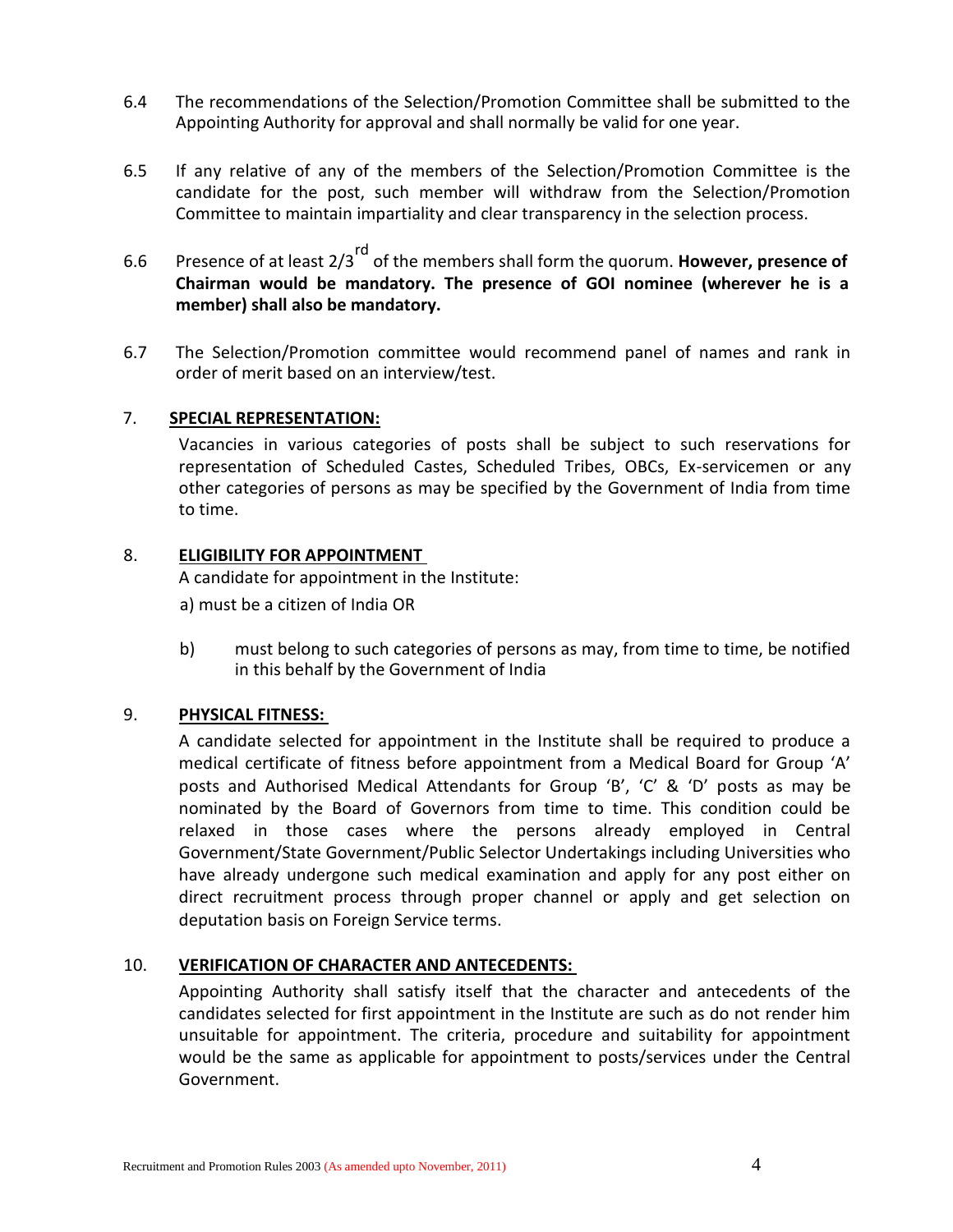6.4 The recommendations of the Selection/Promotion Committee shall be submitted to the Appointing Authority for approval and shall normally be valid for one year.

6.5 If any relative of any of the members of the Selection/Promotion Committee is the candidate for the post, such member will withdraw from the Selection/Promotion Committee to maintain impartiality and clear transparency in the selection process.

6.6 Presence of at least 2/3rd of the members shall form the quorum. **However, presence of Chairman would be mandatory. The presence of GOI nominee (wherever he is a member) shall also be mandatory.**

6.7 The Selection/Promotion committee would recommend panel of names and rank in order of merit based on an interview/test.

7. **SPECIAL REPRESENTATION:**

Vacancies in various categories of posts shall be subject to such reservations for representation of Scheduled Castes, Scheduled Tribes, OBCs, Ex-servicemen or any other categories of persons as may be specified by the Government of India from time to time.

8. **ELIGIBILITY FOR APPOINTMENT**

A candidate for appointment in the Institute:

a) must be a citizen of India OR

b) must belong to such categories of persons as may, from time to time, be notified in this behalf by the Government of India

9. **PHYSICAL FITNESS:**

A candidate selected for appointment in the Institute shall be required to produce a medical certificate of fitness before appointment from a Medical Board for Group 'A' posts and Authorised Medical Attendants for Group 'B', 'C' & 'D' posts as may be nominated by the Board of Governors from time to time. This condition could be relaxed in those cases where the persons already employed in Central Government/State Government/Public Selector Undertakings including Universities who have already undergone such medical examination and apply for any post either on direct recruitment process through proper channel or apply and get selection on deputation basis on Foreign Service terms.

10. **VERIFICATION OF CHARACTER AND ANTECEDENTS:**

Appointing Authority shall satisfy itself that the character and antecedents of the candidates selected for first appointment in the Institute are such as do not render him unsuitable for appointment. The criteria, procedure and suitability for appointment would be the same as applicable for appointment to posts/services under the Central Government.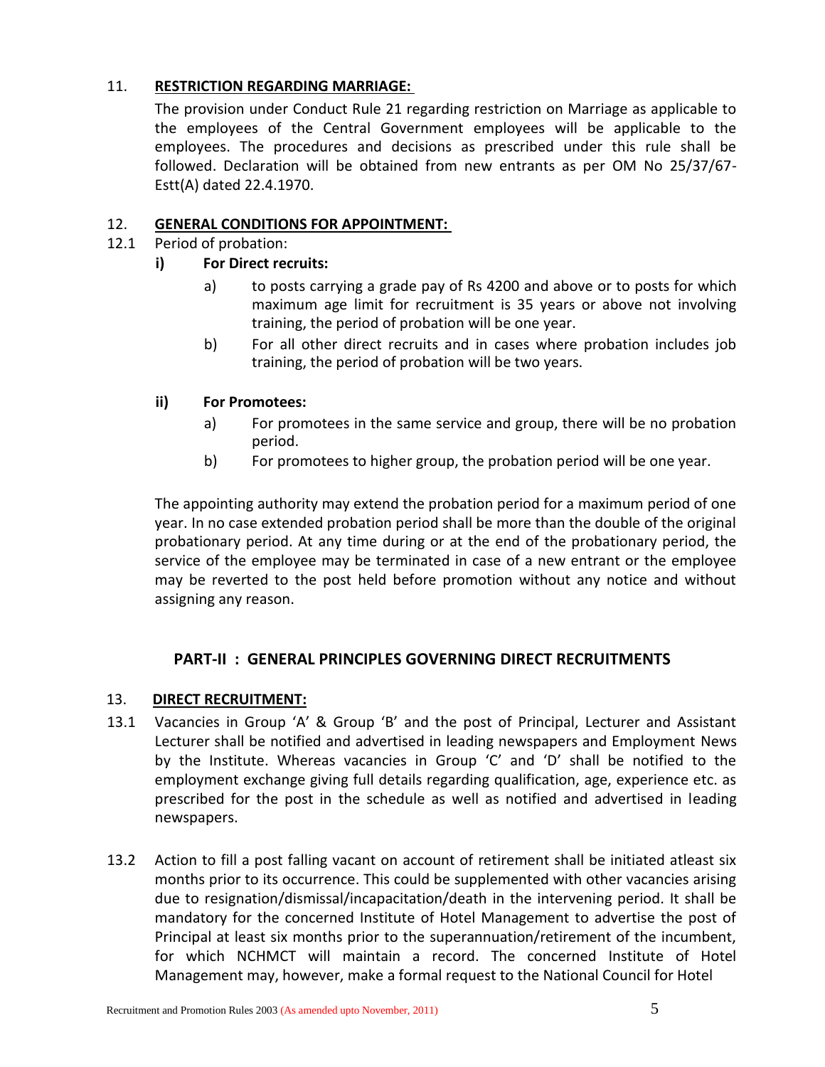11. **RESTRICTION REGARDING MARRIAGE:**

The provision under Conduct Rule 21 regarding restriction on Marriage as applicable to the employees of the Central Government employees will be applicable to the employees. The procedures and decisions as prescribed under this rule shall be followed. Declaration will be obtained from new entrants as per OM No 25/37/67-Estt(A) dated 22.4.1970.

12. **GENERAL CONDITIONS FOR APPOINTMENT:**

12.1 Period of probation:

**i) For Direct recruits:**

a) to posts carrying a grade pay of Rs 4200 and above or to posts for which maximum age limit for recruitment is 35 years or above not involving training, the period of probation will be one year.

b) For all other direct recruits and in cases where probation includes job training, the period of probation will be two years.

**ii) For Promotees:**

a) For promotees in the same service and group, there will be no probation period.

b) For promotees to higher group, the probation period will be one year.

The appointing authority may extend the probation period for a maximum period of one year. In no case extended probation period shall be more than the double of the original probationary period. At any time during or at the end of the probationary period, the service of the employee may be terminated in case of a new entrant or the employee may be reverted to the post held before promotion without any notice and without assigning any reason.

## PART-II : GENERAL PRINCIPLES GOVERNING DIRECT RECRUITMENTS

13. **DIRECT RECRUITMENT:**

13.1 Vacancies in Group 'A' & Group 'B' and the post of Principal, Lecturer and Assistant Lecturer shall be notified and advertised in leading newspapers and Employment News by the Institute. Whereas vacancies in Group 'C' and 'D' shall be notified to the employment exchange giving full details regarding qualification, age, experience etc. as prescribed for the post in the schedule as well as notified and advertised in leading newspapers.

13.2 Action to fill a post falling vacant on account of retirement shall be initiated atleast six months prior to its occurrence. This could be supplemented with other vacancies arising due to resignation/dismissal/incapacitation/death in the intervening period. It shall be mandatory for the concerned Institute of Hotel Management to advertise the post of Principal at least six months prior to the superannuation/retirement of the incumbent, for which NCHMCT will maintain a record. The concerned Institute of Hotel Management may, however, make a formal request to the National Council for Hotel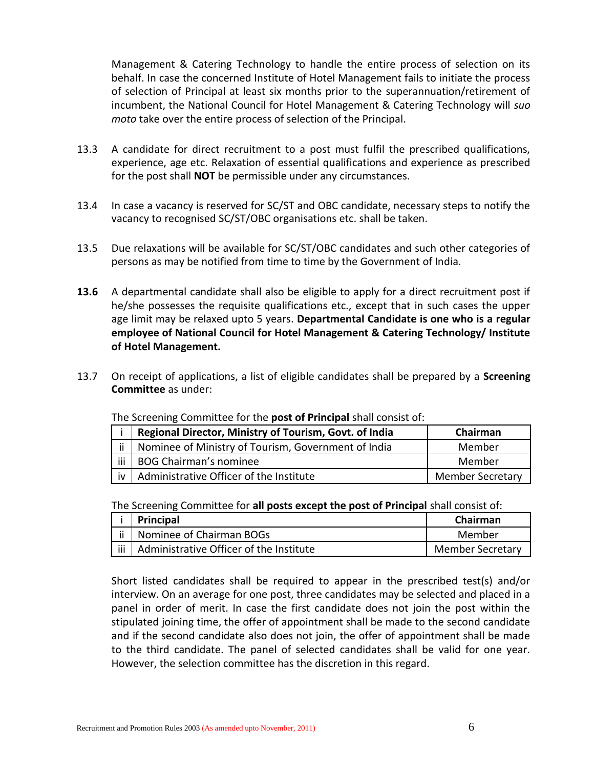Management & Catering Technology to handle the entire process of selection on its behalf. In case the concerned Institute of Hotel Management fails to initiate the process of selection of Principal at least six months prior to the superannuation/retirement of incumbent, the National Council for Hotel Management & Catering Technology will *suo moto* take over the entire process of selection of the Principal.

13.3 A candidate for direct recruitment to a post must fulfil the prescribed qualifications, experience, age etc. Relaxation of essential qualifications and experience as prescribed for the post shall **NOT** be permissible under any circumstances.

13.4 In case a vacancy is reserved for SC/ST and OBC candidate, necessary steps to notify the vacancy to recognised SC/ST/OBC organisations etc. shall be taken.

13.5 Due relaxations will be available for SC/ST/OBC candidates and such other categories of persons as may be notified from time to time by the Government of India.

**13.6** A departmental candidate shall also be eligible to apply for a direct recruitment post if he/she possesses the requisite qualifications etc., except that in such cases the upper age limit may be relaxed upto 5 years. **Departmental Candidate is one who is a regular employee of National Council for Hotel Management & Catering Technology/ Institute of Hotel Management.**

13.7 On receipt of applications, a list of eligible candidates shall be prepared by a **Screening Committee** as under:

The Screening Committee for the **post of Principal** shall consist of:

| i | **Regional Director, Ministry of Tourism, Govt. of India** | **Chairman** |
|---|---|---|
| ii | Nominee of Ministry of Tourism, Government of India | Member |
| iii | BOG Chairman's nominee | Member |
| iv | Administrative Officer of the Institute | Member Secretary |

The Screening Committee for **all posts except the post of Principal** shall consist of:

| i | **Principal** | **Chairman** |
|---|---|---|
| ii | Nominee of Chairman BOGs | Member |
| iii | Administrative Officer of the Institute | Member Secretary |

Short listed candidates shall be required to appear in the prescribed test(s) and/or interview. On an average for one post, three candidates may be selected and placed in a panel in order of merit. In case the first candidate does not join the post within the stipulated joining time, the offer of appointment shall be made to the second candidate and if the second candidate also does not join, the offer of appointment shall be made to the third candidate. The panel of selected candidates shall be valid for one year. However, the selection committee has the discretion in this regard.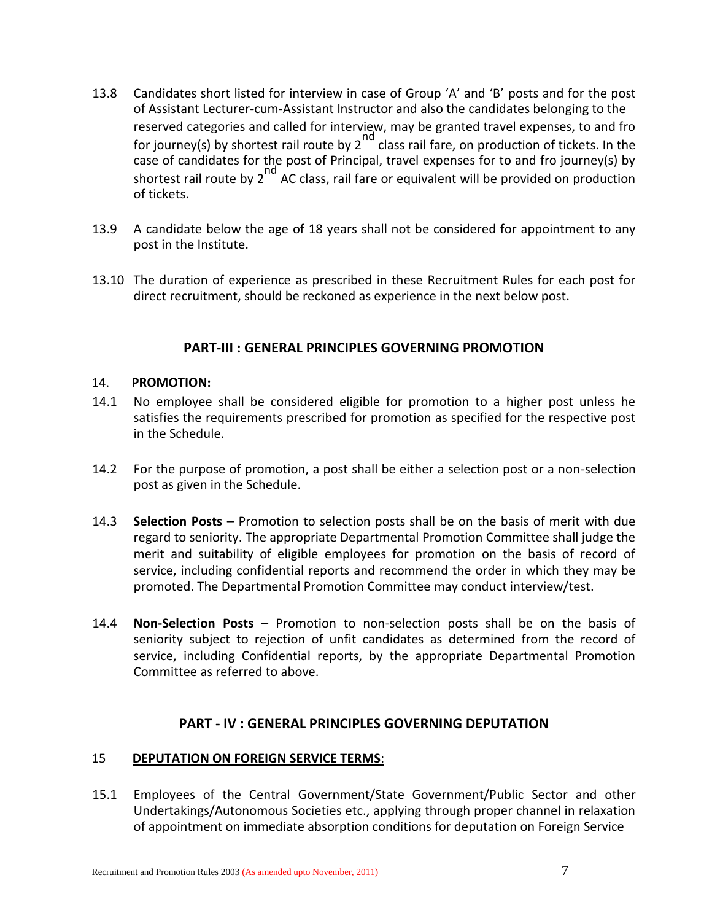13.8 Candidates short listed for interview in case of Group 'A' and 'B' posts and for the post of Assistant Lecturer-cum-Assistant Instructor and also the candidates belonging to the reserved categories and called for interview, may be granted travel expenses, to and fro for journey(s) by shortest rail route by 2nd class rail fare, on production of tickets. In the case of candidates for the post of Principal, travel expenses for to and fro journey(s) by shortest rail route by 2nd AC class, rail fare or equivalent will be provided on production of tickets.

13.9 A candidate below the age of 18 years shall not be considered for appointment to any post in the Institute.

13.10 The duration of experience as prescribed in these Recruitment Rules for each post for direct recruitment, should be reckoned as experience in the next below post.

## PART-III : GENERAL PRINCIPLES GOVERNING PROMOTION

14. **PROMOTION:**

14.1 No employee shall be considered eligible for promotion to a higher post unless he satisfies the requirements prescribed for promotion as specified for the respective post in the Schedule.

14.2 For the purpose of promotion, a post shall be either a selection post or a non-selection post as given in the Schedule.

14.3 **Selection Posts** – Promotion to selection posts shall be on the basis of merit with due regard to seniority. The appropriate Departmental Promotion Committee shall judge the merit and suitability of eligible employees for promotion on the basis of record of service, including confidential reports and recommend the order in which they may be promoted. The Departmental Promotion Committee may conduct interview/test.

14.4 **Non-Selection Posts** – Promotion to non-selection posts shall be on the basis of seniority subject to rejection of unfit candidates as determined from the record of service, including Confidential reports, by the appropriate Departmental Promotion Committee as referred to above.

## PART - IV : GENERAL PRINCIPLES GOVERNING DEPUTATION

15 **DEPUTATION ON FOREIGN SERVICE TERMS**:

15.1 Employees of the Central Government/State Government/Public Sector and other Undertakings/Autonomous Societies etc., applying through proper channel in relaxation of appointment on immediate absorption conditions for deputation on Foreign Service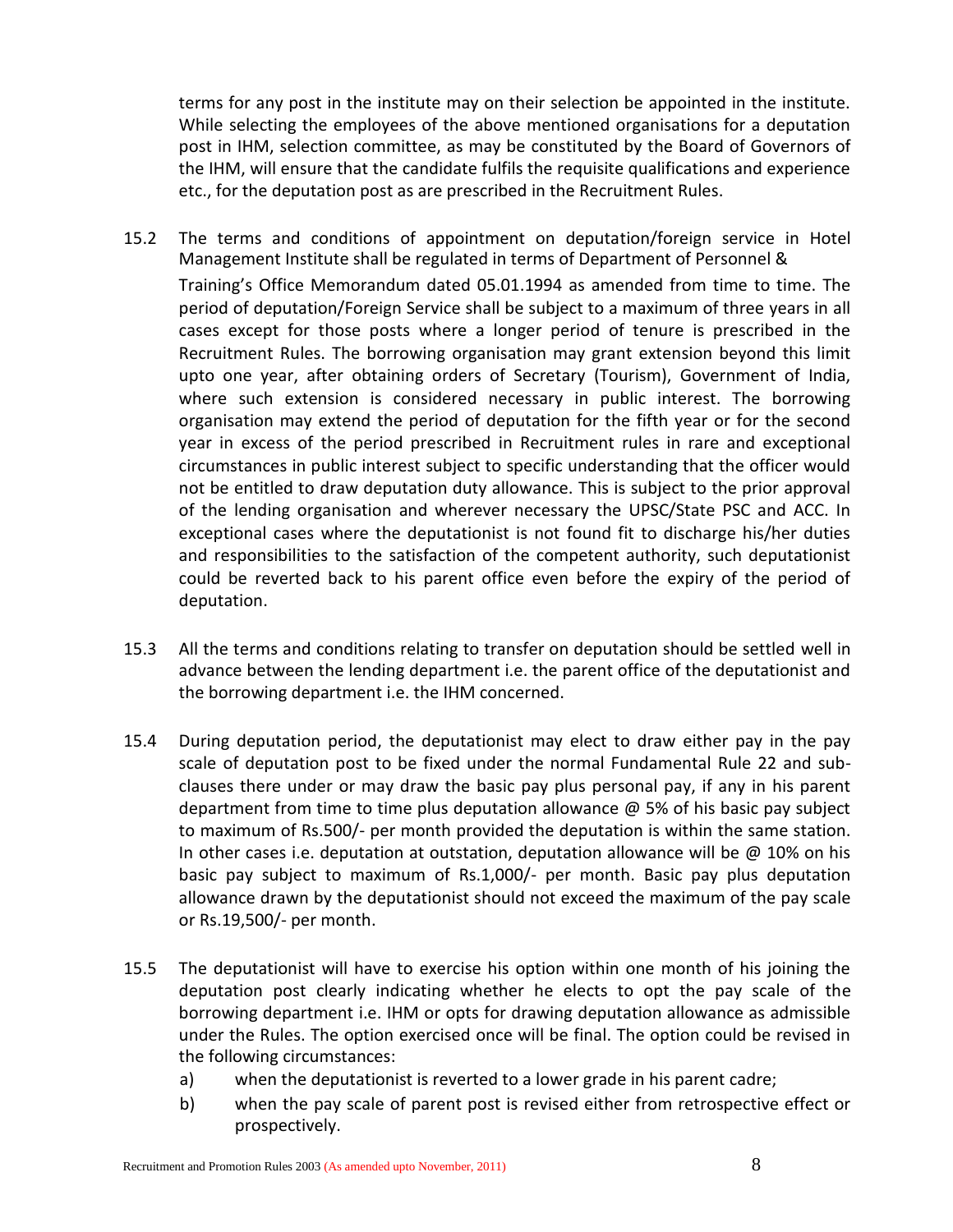terms for any post in the institute may on their selection be appointed in the institute. While selecting the employees of the above mentioned organisations for a deputation post in IHM, selection committee, as may be constituted by the Board of Governors of the IHM, will ensure that the candidate fulfils the requisite qualifications and experience etc., for the deputation post as are prescribed in the Recruitment Rules.

15.2 The terms and conditions of appointment on deputation/foreign service in Hotel Management Institute shall be regulated in terms of Department of Personnel & Training's Office Memorandum dated 05.01.1994 as amended from time to time. The period of deputation/Foreign Service shall be subject to a maximum of three years in all cases except for those posts where a longer period of tenure is prescribed in the Recruitment Rules. The borrowing organisation may grant extension beyond this limit upto one year, after obtaining orders of Secretary (Tourism), Government of India, where such extension is considered necessary in public interest. The borrowing organisation may extend the period of deputation for the fifth year or for the second year in excess of the period prescribed in Recruitment rules in rare and exceptional circumstances in public interest subject to specific understanding that the officer would not be entitled to draw deputation duty allowance. This is subject to the prior approval of the lending organisation and wherever necessary the UPSC/State PSC and ACC. In exceptional cases where the deputationist is not found fit to discharge his/her duties and responsibilities to the satisfaction of the competent authority, such deputationist could be reverted back to his parent office even before the expiry of the period of deputation.

15.3 All the terms and conditions relating to transfer on deputation should be settled well in advance between the lending department i.e. the parent office of the deputationist and the borrowing department i.e. the IHM concerned.

15.4 During deputation period, the deputationist may elect to draw either pay in the pay scale of deputation post to be fixed under the normal Fundamental Rule 22 and sub-clauses there under or may draw the basic pay plus personal pay, if any in his parent department from time to time plus deputation allowance @ 5% of his basic pay subject to maximum of Rs.500/- per month provided the deputation is within the same station. In other cases i.e. deputation at outstation, deputation allowance will be @ 10% on his basic pay subject to maximum of Rs.1,000/- per month. Basic pay plus deputation allowance drawn by the deputationist should not exceed the maximum of the pay scale or Rs.19,500/- per month.

15.5 The deputationist will have to exercise his option within one month of his joining the deputation post clearly indicating whether he elects to opt the pay scale of the borrowing department i.e. IHM or opts for drawing deputation allowance as admissible under the Rules. The option exercised once will be final. The option could be revised in the following circumstances:

a) when the deputationist is reverted to a lower grade in his parent cadre;

b) when the pay scale of parent post is revised either from retrospective effect or prospectively.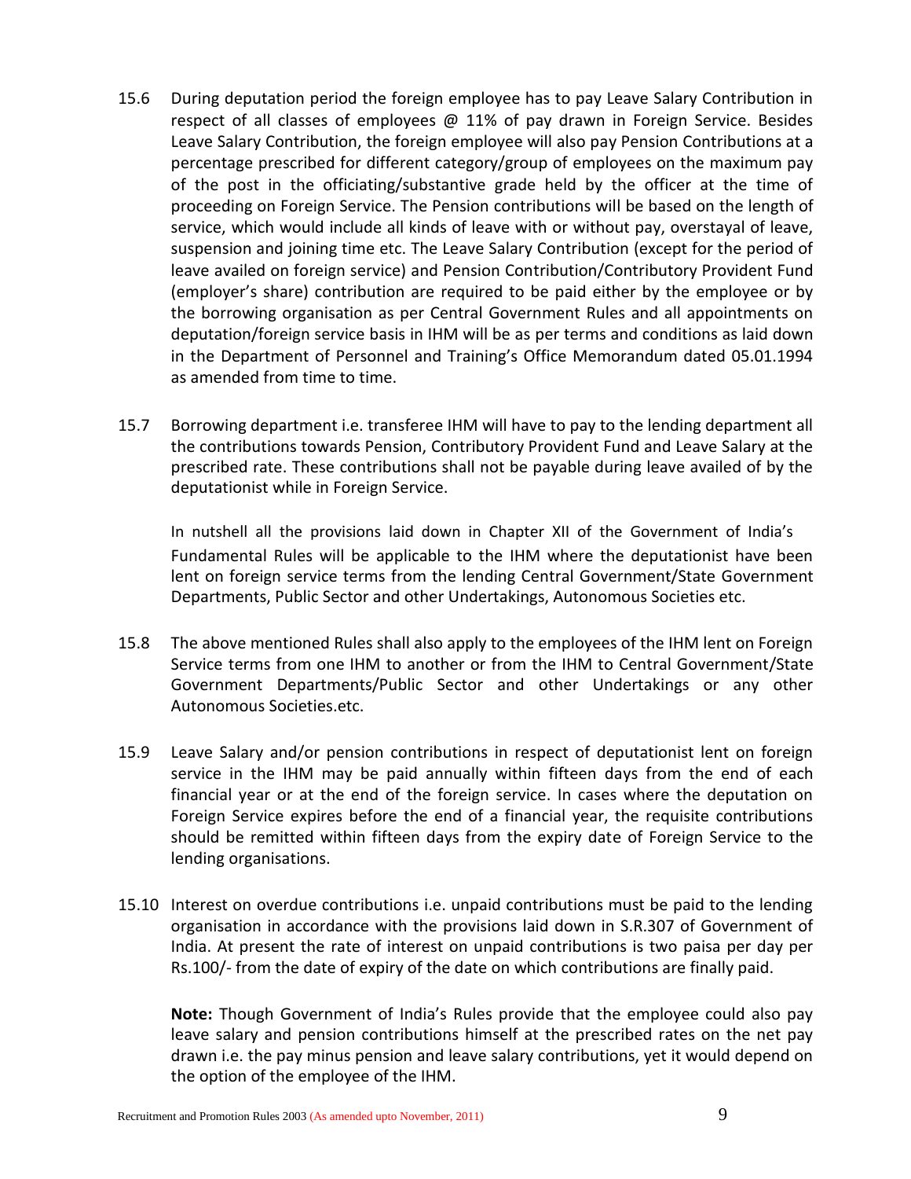15.6 During deputation period the foreign employee has to pay Leave Salary Contribution in respect of all classes of employees @ 11% of pay drawn in Foreign Service. Besides Leave Salary Contribution, the foreign employee will also pay Pension Contributions at a percentage prescribed for different category/group of employees on the maximum pay of the post in the officiating/substantive grade held by the officer at the time of proceeding on Foreign Service. The Pension contributions will be based on the length of service, which would include all kinds of leave with or without pay, overstayal of leave, suspension and joining time etc. The Leave Salary Contribution (except for the period of leave availed on foreign service) and Pension Contribution/Contributory Provident Fund (employer's share) contribution are required to be paid either by the employee or by the borrowing organisation as per Central Government Rules and all appointments on deputation/foreign service basis in IHM will be as per terms and conditions as laid down in the Department of Personnel and Training's Office Memorandum dated 05.01.1994 as amended from time to time.

15.7 Borrowing department i.e. transferee IHM will have to pay to the lending department all the contributions towards Pension, Contributory Provident Fund and Leave Salary at the prescribed rate. These contributions shall not be payable during leave availed of by the deputationist while in Foreign Service.

In nutshell all the provisions laid down in Chapter XII of the Government of India's Fundamental Rules will be applicable to the IHM where the deputationist have been lent on foreign service terms from the lending Central Government/State Government Departments, Public Sector and other Undertakings, Autonomous Societies etc.

15.8 The above mentioned Rules shall also apply to the employees of the IHM lent on Foreign Service terms from one IHM to another or from the IHM to Central Government/State Government Departments/Public Sector and other Undertakings or any other Autonomous Societies.etc.

15.9 Leave Salary and/or pension contributions in respect of deputationist lent on foreign service in the IHM may be paid annually within fifteen days from the end of each financial year or at the end of the foreign service. In cases where the deputation on Foreign Service expires before the end of a financial year, the requisite contributions should be remitted within fifteen days from the expiry date of Foreign Service to the lending organisations.

15.10 Interest on overdue contributions i.e. unpaid contributions must be paid to the lending organisation in accordance with the provisions laid down in S.R.307 of Government of India. At present the rate of interest on unpaid contributions is two paisa per day per Rs.100/- from the date of expiry of the date on which contributions are finally paid.

**Note:** Though Government of India's Rules provide that the employee could also pay leave salary and pension contributions himself at the prescribed rates on the net pay drawn i.e. the pay minus pension and leave salary contributions, yet it would depend on the option of the employee of the IHM.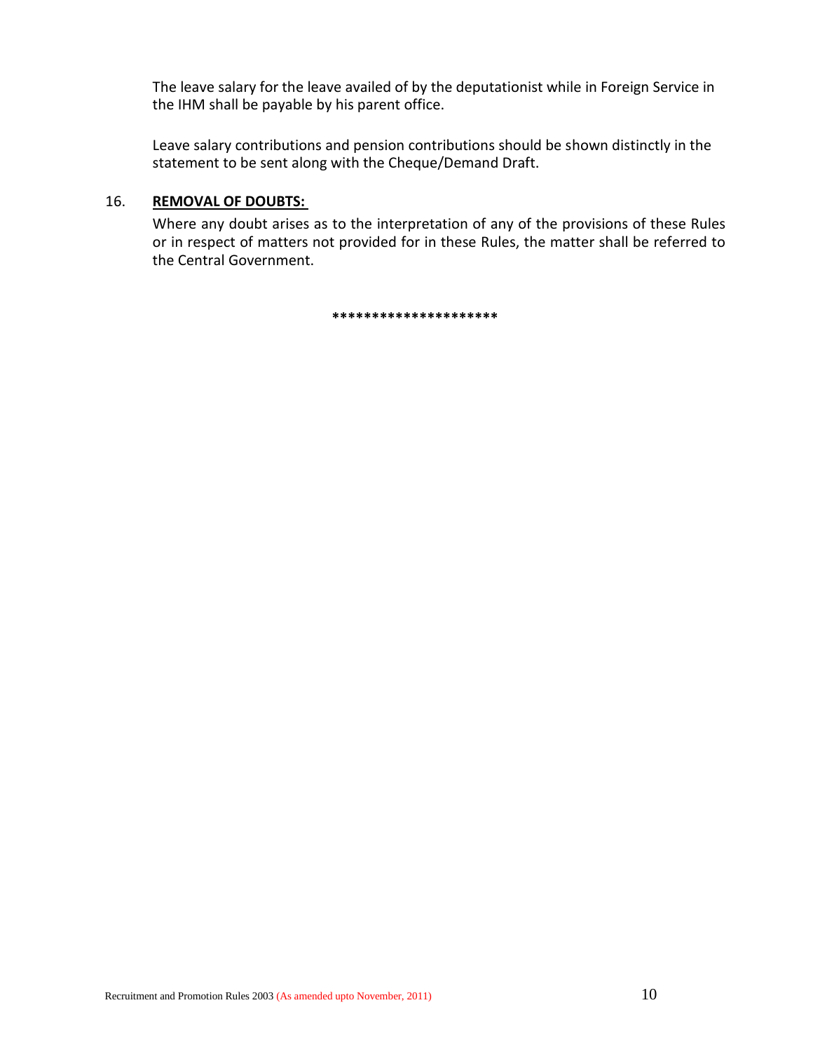The leave salary for the leave availed of by the deputationist while in Foreign Service in the IHM shall be payable by his parent office.

Leave salary contributions and pension contributions should be shown distinctly in the statement to be sent along with the Cheque/Demand Draft.

16. **REMOVAL OF DOUBTS:**

Where any doubt arises as to the interpretation of any of the provisions of these Rules or in respect of matters not provided for in these Rules, the matter shall be referred to the Central Government.

********************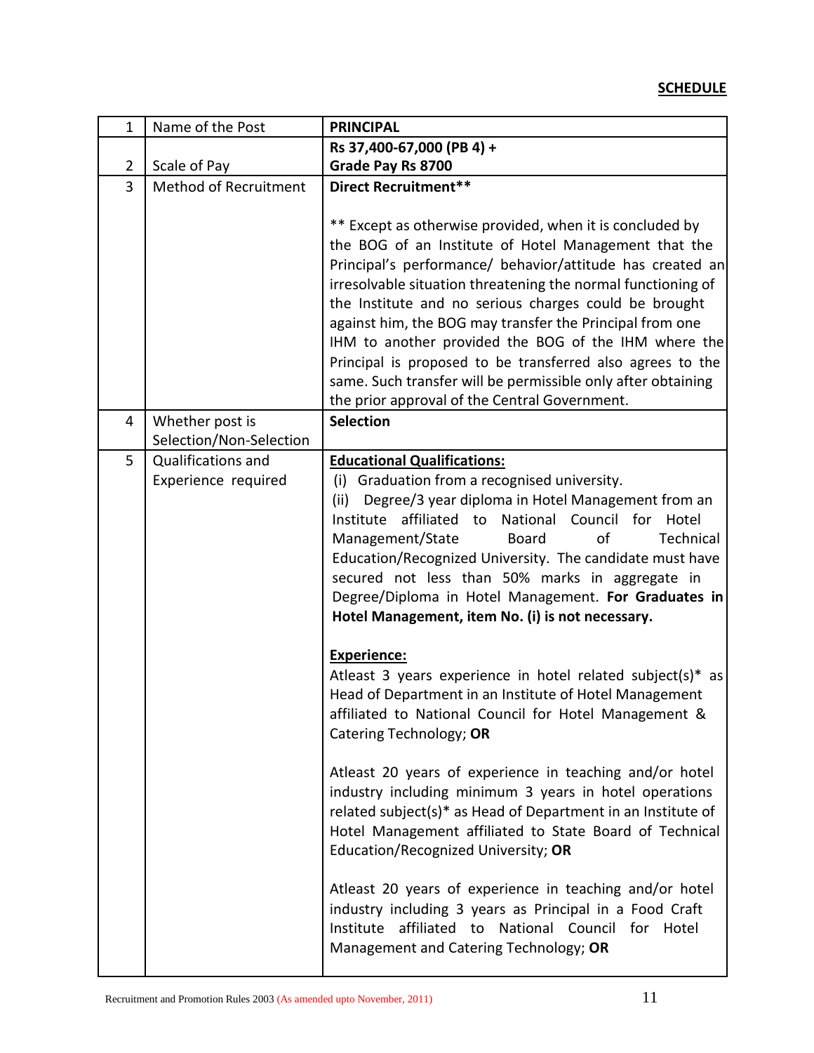**SCHEDULE**

| 1 | Name of the Post | **PRINCIPAL** |
|---|---|---|
| 2 | Scale of Pay | **Rs 37,400-67,000 (PB 4) + Grade Pay Rs 8700** |
| 3 | Method of Recruitment | **Direct Recruitment**** <br><br> ** Except as otherwise provided, when it is concluded by the BOG of an Institute of Hotel Management that the Principal's performance/ behavior/attitude has created an irresolvable situation threatening the normal functioning of the Institute and no serious charges could be brought against him, the BOG may transfer the Principal from one IHM to another provided the BOG of the IHM where the Principal is proposed to be transferred also agrees to the same. Such transfer will be permissible only after obtaining the prior approval of the Central Government. |
| 4 | Whether post is Selection/Non-Selection | **Selection** |
| 5 | Qualifications and Experience required | **Educational Qualifications:** <br> (i) Graduation from a recognised university. <br> (ii) Degree/3 year diploma in Hotel Management from an Institute affiliated to National Council for Hotel Management/State Board of Technical Education/Recognized University. The candidate must have secured not less than 50% marks in aggregate in Degree/Diploma in Hotel Management. **For Graduates in Hotel Management, item No. (i) is not necessary.** <br><br> **Experience:** <br> Atleast 3 years experience in hotel related subject(s)* as Head of Department in an Institute of Hotel Management affiliated to National Council for Hotel Management & Catering Technology; **OR** <br><br> Atleast 20 years of experience in teaching and/or hotel industry including minimum 3 years in hotel operations related subject(s)* as Head of Department in an Institute of Hotel Management affiliated to State Board of Technical Education/Recognized University; **OR** <br><br> Atleast 20 years of experience in teaching and/or hotel industry including 3 years as Principal in a Food Craft Institute affiliated to National Council for Hotel Management and Catering Technology; **OR** |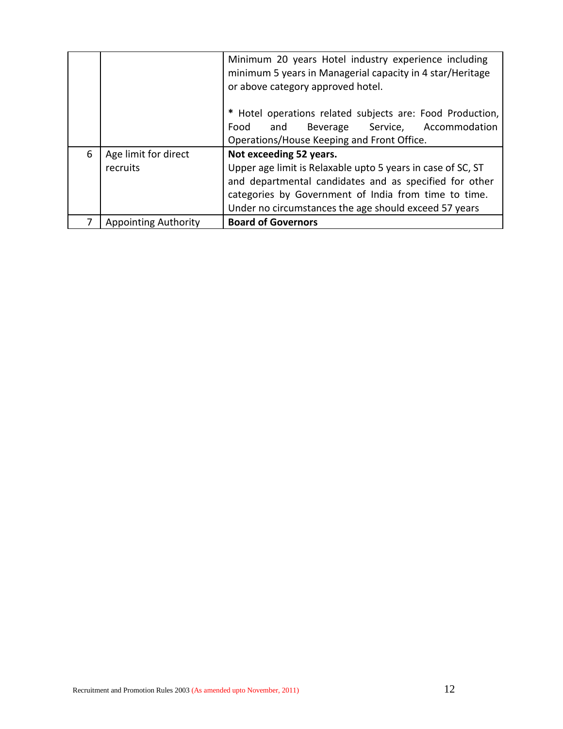|   |   |   |
|---|---|---|
|   |   | Minimum 20 years Hotel industry experience including minimum 5 years in Managerial capacity in 4 star/Heritage or above category approved hotel.<br><br>* Hotel operations related subjects are: Food Production, Food and Beverage Service, Accommodation Operations/House Keeping and Front Office. |
| 6 | Age limit for direct recruits | **Not exceeding 52 years.**<br>Upper age limit is Relaxable upto 5 years in case of SC, ST and departmental candidates and as specified for other categories by Government of India from time to time. Under no circumstances the age should exceed 57 years |
| 7 | Appointing Authority | **Board of Governors** |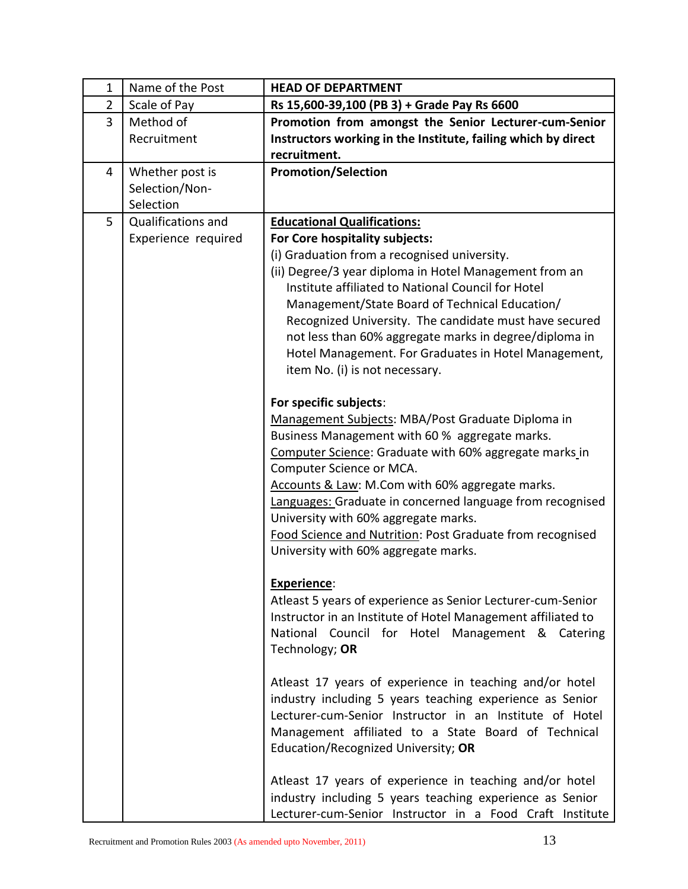| 1 | Name of the Post | **HEAD OF DEPARTMENT** |
|---|---|---|
| 2 | Scale of Pay | **Rs 15,600-39,100 (PB 3) + Grade Pay Rs 6600** |
| 3 | Method of Recruitment | **Promotion from amongst the Senior Lecturer-cum-Senior Instructors working in the Institute, failing which by direct recruitment.** |
| 4 | Whether post is Selection/Non-Selection | **Promotion/Selection** |
| 5 | Qualifications and Experience required | **Educational Qualifications:**<br>**For Core hospitality subjects:**<br>(i) Graduation from a recognised university.<br>(ii) Degree/3 year diploma in Hotel Management from an Institute affiliated to National Council for Hotel Management/State Board of Technical Education/ Recognized University. The candidate must have secured not less than 60% aggregate marks in degree/diploma in Hotel Management. For Graduates in Hotel Management, item No. (i) is not necessary.<br><br>**For specific subjects**:<br>Management Subjects: MBA/Post Graduate Diploma in Business Management with 60 % aggregate marks.<br>Computer Science: Graduate with 60% aggregate marks in Computer Science or MCA.<br>Accounts & Law: M.Com with 60% aggregate marks.<br>Languages: Graduate in concerned language from recognised University with 60% aggregate marks.<br>Food Science and Nutrition: Post Graduate from recognised University with 60% aggregate marks.<br><br>**Experience**:<br>Atleast 5 years of experience as Senior Lecturer-cum-Senior Instructor in an Institute of Hotel Management affiliated to National Council for Hotel Management & Catering Technology; **OR**<br><br>Atleast 17 years of experience in teaching and/or hotel industry including 5 years teaching experience as Senior Lecturer-cum-Senior Instructor in an Institute of Hotel Management affiliated to a State Board of Technical Education/Recognized University; **OR**<br><br>Atleast 17 years of experience in teaching and/or hotel industry including 5 years teaching experience as Senior Lecturer-cum-Senior Instructor in a Food Craft Institute |

Recruitment and Promotion Rules 2003 (As amended upto November, 2011)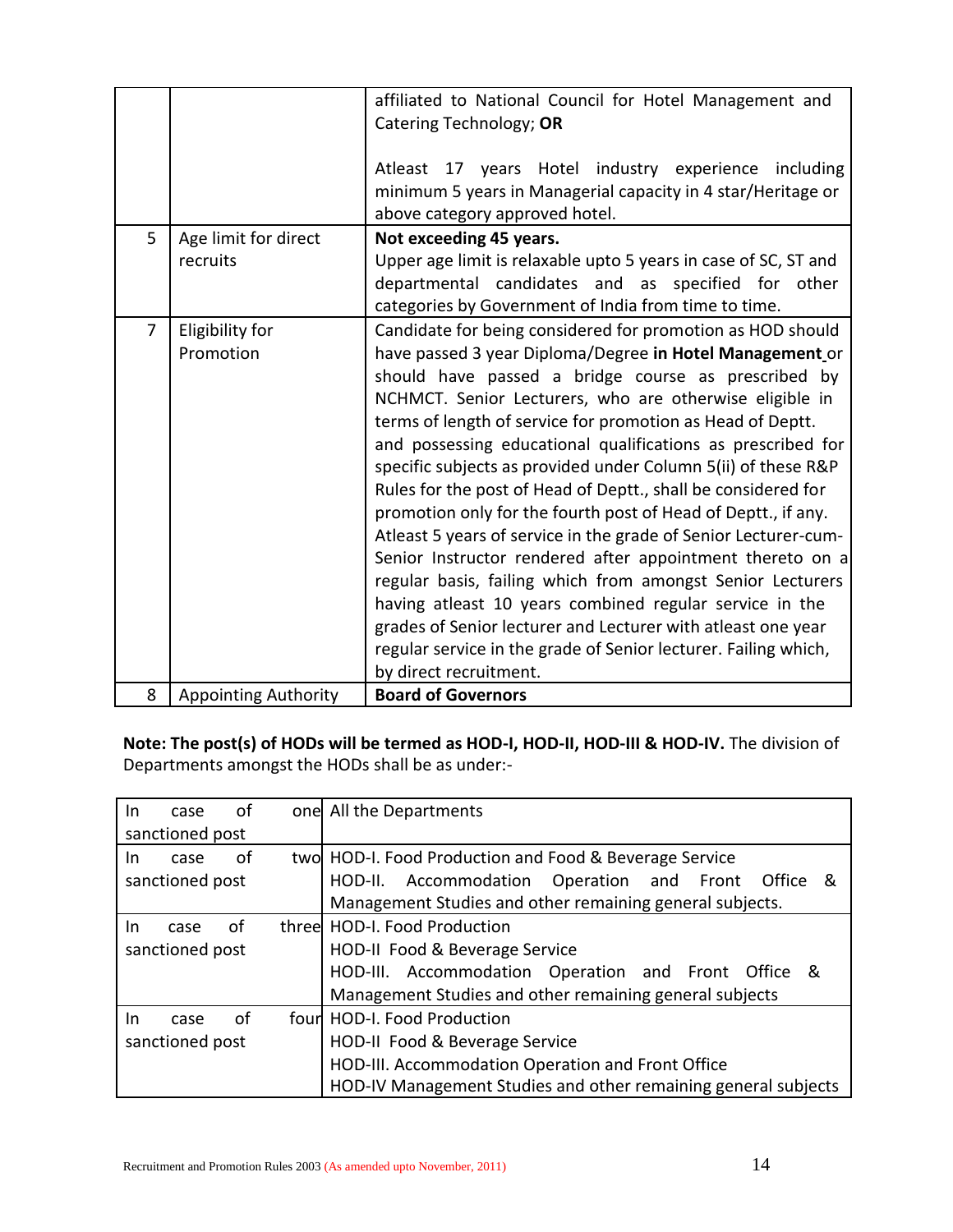| | | |
|---|---|---|
| | | affiliated to National Council for Hotel Management and Catering Technology; **OR**<br><br>Atleast 17 years Hotel industry experience including minimum 5 years in Managerial capacity in 4 star/Heritage or above category approved hotel. |
| 5 | Age limit for direct recruits | **Not exceeding 45 years.**<br>Upper age limit is relaxable upto 5 years in case of SC, ST and departmental candidates and as specified for other categories by Government of India from time to time. |
| 7 | Eligibility for Promotion | Candidate for being considered for promotion as HOD should have passed 3 year Diploma/Degree **in Hotel Management** or should have passed a bridge course as prescribed by NCHMCT. Senior Lecturers, who are otherwise eligible in terms of length of service for promotion as Head of Deptt. and possessing educational qualifications as prescribed for specific subjects as provided under Column 5(ii) of these R&P Rules for the post of Head of Deptt., shall be considered for promotion only for the fourth post of Head of Deptt., if any.<br>Atleast 5 years of service in the grade of Senior Lecturer-cum-Senior Instructor rendered after appointment thereto on a regular basis, failing which from amongst Senior Lecturers having atleast 10 years combined regular service in the grades of Senior lecturer and Lecturer with atleast one year regular service in the grade of Senior lecturer. Failing which, by direct recruitment. |
| 8 | Appointing Authority | **Board of Governors** |

**Note: The post(s) of HODs will be termed as HOD-I, HOD-II, HOD-III & HOD-IV.** The division of Departments amongst the HODs shall be as under:-

| | |
|---|---|
| In case of one sanctioned post | All the Departments |
| In case of two sanctioned post | HOD-I. Food Production and Food & Beverage Service<br>HOD-II. Accommodation Operation and Front Office & Management Studies and other remaining general subjects. |
| In case of three sanctioned post | HOD-I. Food Production<br>HOD-II Food & Beverage Service<br>HOD-III. Accommodation Operation and Front Office & Management Studies and other remaining general subjects |
| In case of four sanctioned post | HOD-I. Food Production<br>HOD-II Food & Beverage Service<br>HOD-III. Accommodation Operation and Front Office<br>HOD-IV Management Studies and other remaining general subjects |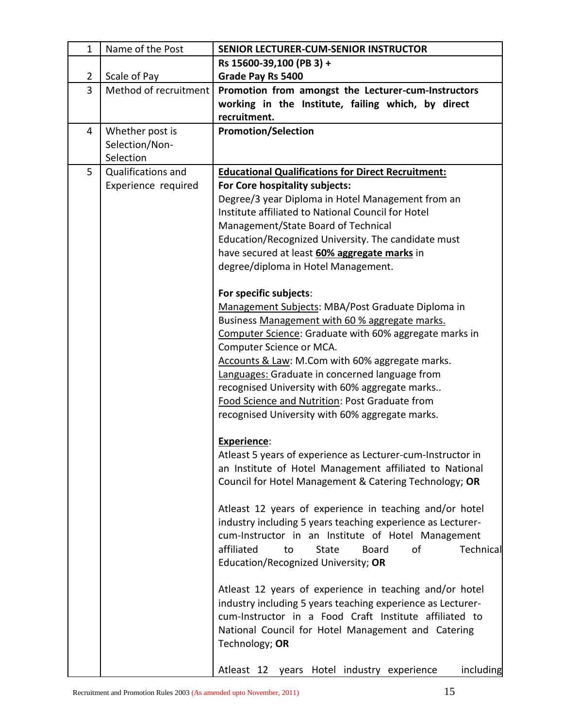| 1 | Name of the Post | **SENIOR LECTURER-CUM-SENIOR INSTRUCTOR** |
|---|---|---|
| 2 | Scale of Pay | **Rs 15600-39,100 (PB 3) +<br>Grade Pay Rs 5400** |
| 3 | Method of recruitment | **Promotion from amongst the Lecturer-cum-Instructors working in the Institute, failing which, by direct recruitment.** |
| 4 | Whether post is Selection/Non-Selection | **Promotion/Selection** |
| 5 | Qualifications and Experience required | **Educational Qualifications for Direct Recruitment:**<br>**For Core hospitality subjects:**<br>Degree/3 year Diploma in Hotel Management from an Institute affiliated to National Council for Hotel Management/State Board of Technical Education/Recognized University. The candidate must have secured at least **60% aggregate marks** in degree/diploma in Hotel Management.<br><br>**For specific subjects**:<br>Management Subjects: MBA/Post Graduate Diploma in Business Management with 60 % aggregate marks.<br>Computer Science: Graduate with 60% aggregate marks in Computer Science or MCA.<br>Accounts & Law: M.Com with 60% aggregate marks.<br>Languages: Graduate in concerned language from recognised University with 60% aggregate marks..<br>Food Science and Nutrition: Post Graduate from recognised University with 60% aggregate marks.<br><br>**Experience**:<br>Atleast 5 years of experience as Lecturer-cum-Instructor in an Institute of Hotel Management affiliated to National Council for Hotel Management & Catering Technology; **OR**<br><br>Atleast 12 years of experience in teaching and/or hotel industry including 5 years teaching experience as Lecturer-cum-Instructor in an Institute of Hotel Management affiliated to State Board of Technical Education/Recognized University; **OR**<br><br>Atleast 12 years of experience in teaching and/or hotel industry including 5 years teaching experience as Lecturer-cum-Instructor in a Food Craft Institute affiliated to National Council for Hotel Management and Catering Technology; **OR**<br><br>Atleast 12 years Hotel industry experience including |

Recruitment and Promotion Rules 2003 (As amended upto November, 2011)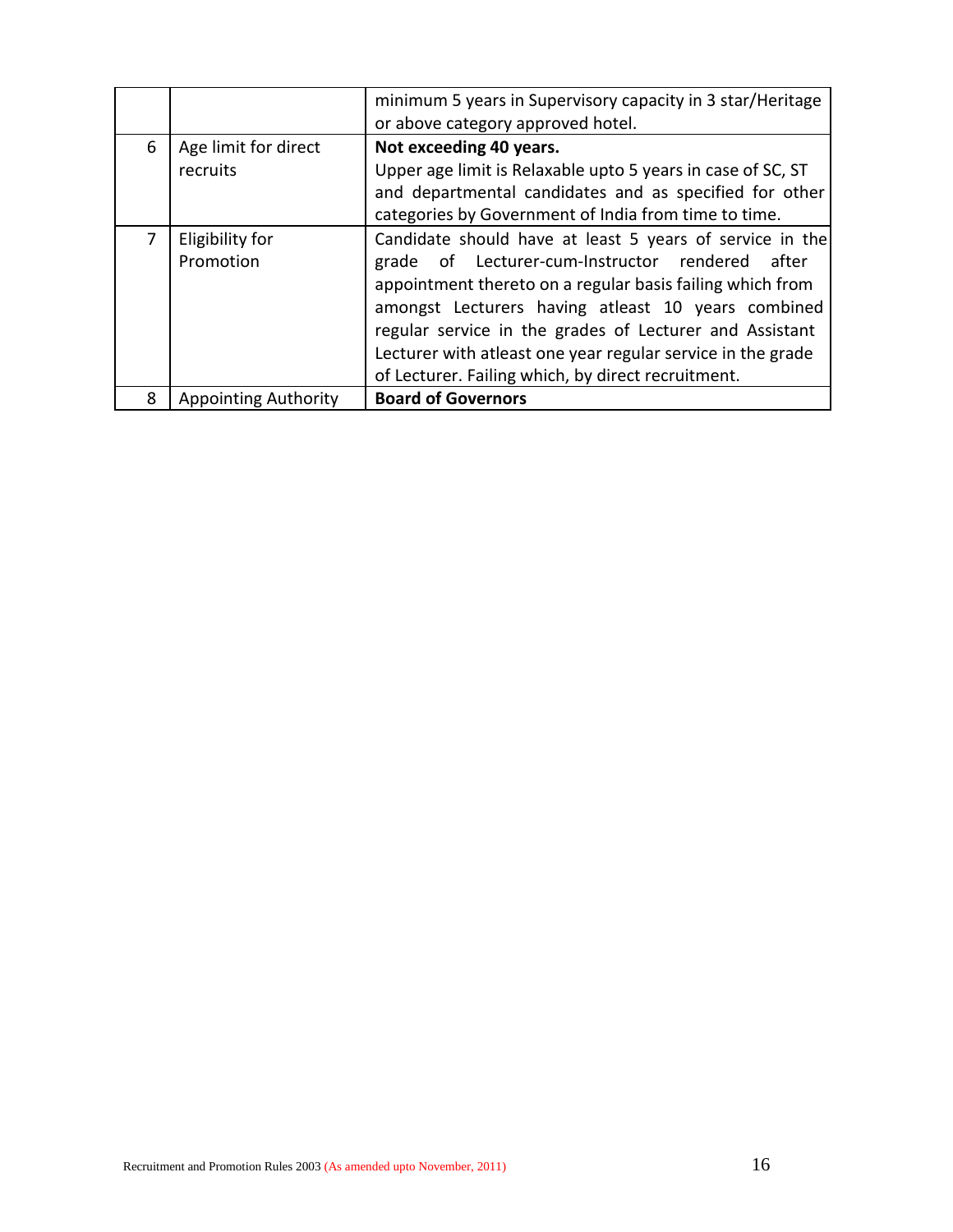| | | |
|---|---|---|
| | | minimum 5 years in Supervisory capacity in 3 star/Heritage or above category approved hotel. |
| 6 | Age limit for direct recruits | **Not exceeding 40 years.** Upper age limit is Relaxable upto 5 years in case of SC, ST and departmental candidates and as specified for other categories by Government of India from time to time. |
| 7 | Eligibility for Promotion | Candidate should have at least 5 years of service in the grade of Lecturer-cum-Instructor rendered after appointment thereto on a regular basis failing which from amongst Lecturers having atleast 10 years combined regular service in the grades of Lecturer and Assistant Lecturer with atleast one year regular service in the grade of Lecturer. Failing which, by direct recruitment. |
| 8 | Appointing Authority | **Board of Governors** |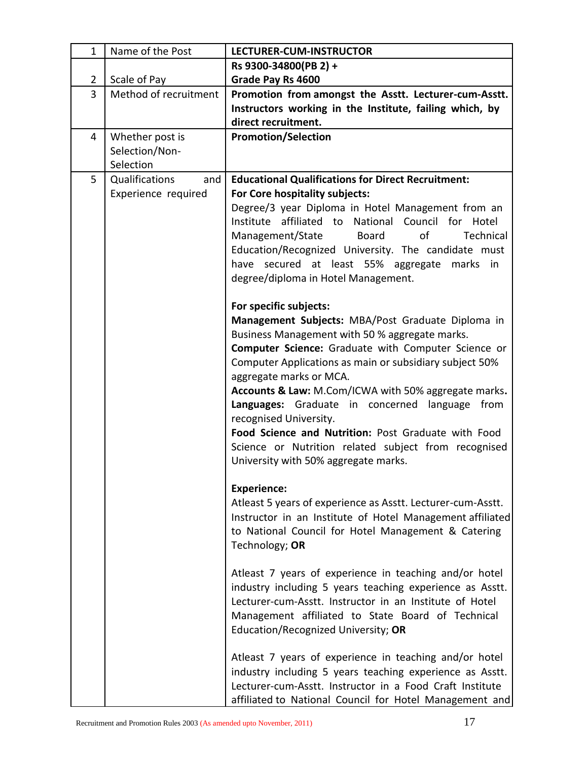| 1 | Name of the Post | **LECTURER-CUM-INSTRUCTOR** |
|---|---|---|
| 2 | Scale of Pay | **Rs 9300-34800(PB 2) + Grade Pay Rs 4600** |
| 3 | Method of recruitment | **Promotion from amongst the Asstt. Lecturer-cum-Asstt. Instructors working in the Institute, failing which, by direct recruitment.** |
| 4 | Whether post is Selection/Non-Selection | **Promotion/Selection** |
| 5 | Qualifications and Experience required | **Educational Qualifications for Direct Recruitment:**<br>**For Core hospitality subjects:**<br>Degree/3 year Diploma in Hotel Management from an Institute affiliated to National Council for Hotel Management/State Board of Technical Education/Recognized University. The candidate must have secured at least 55% aggregate marks in degree/diploma in Hotel Management.<br><br>**For specific subjects:**<br>**Management Subjects:** MBA/Post Graduate Diploma in Business Management with 50 % aggregate marks.<br>**Computer Science:** Graduate with Computer Science or Computer Applications as main or subsidiary subject 50% aggregate marks or MCA.<br>**Accounts & Law:** M.Com/ICWA with 50% aggregate marks**.**<br>**Languages:** Graduate in concerned language from recognised University.<br>**Food Science and Nutrition:** Post Graduate with Food Science or Nutrition related subject from recognised University with 50% aggregate marks.<br><br>**Experience:**<br>Atleast 5 years of experience as Asstt. Lecturer-cum-Asstt. Instructor in an Institute of Hotel Management affiliated to National Council for Hotel Management & Catering Technology; **OR**<br><br>Atleast 7 years of experience in teaching and/or hotel industry including 5 years teaching experience as Asstt. Lecturer-cum-Asstt. Instructor in an Institute of Hotel Management affiliated to State Board of Technical Education/Recognized University; **OR**<br><br>Atleast 7 years of experience in teaching and/or hotel industry including 5 years teaching experience as Asstt. Lecturer-cum-Asstt. Instructor in a Food Craft Institute affiliated to National Council for Hotel Management and |

Recruitment and Promotion Rules 2003 (As amended upto November, 2011)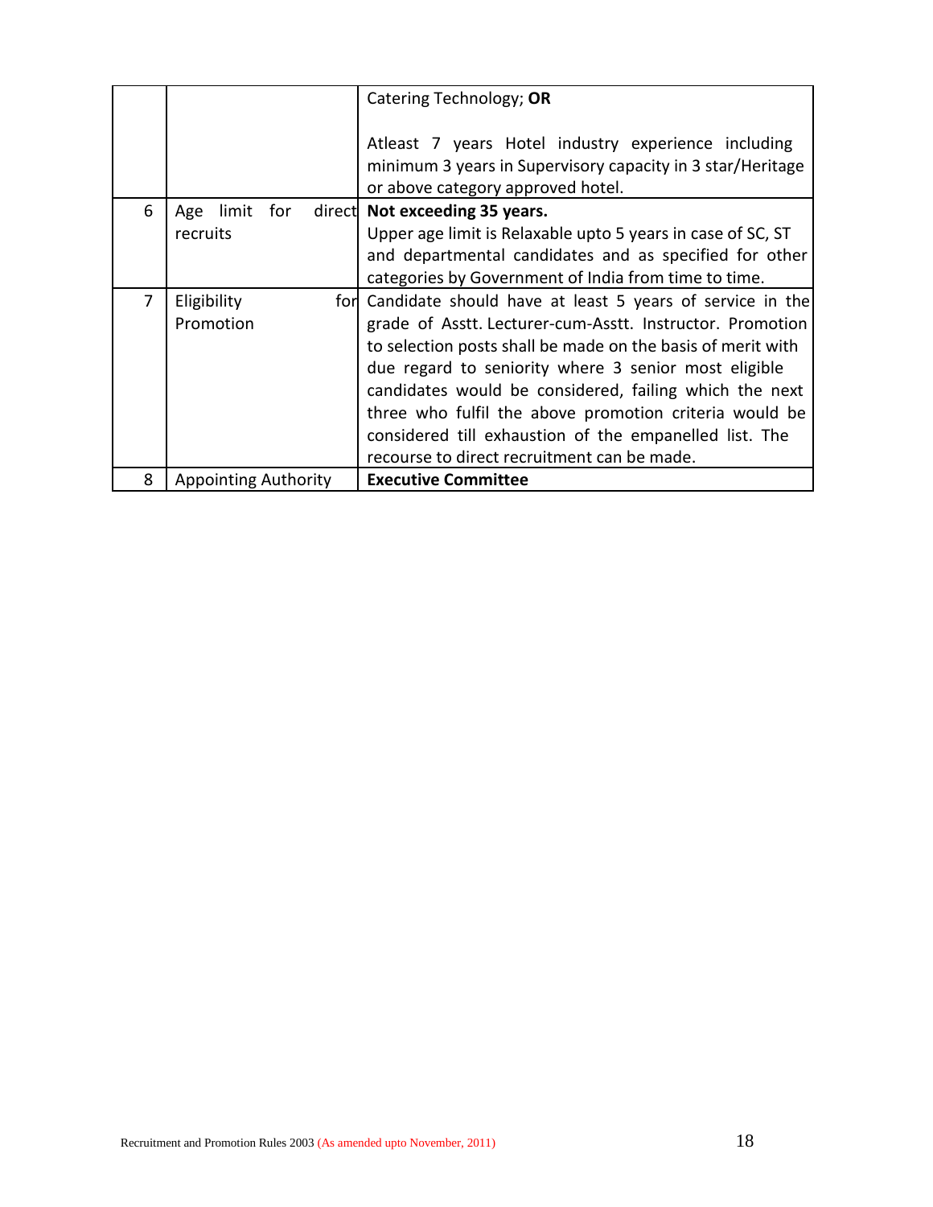| | | |
|---|---|---|
| | | Catering Technology; **OR**<br><br>Atleast 7 years Hotel industry experience including minimum 3 years in Supervisory capacity in 3 star/Heritage or above category approved hotel. |
| 6 | Age limit for direct recruits | **Not exceeding 35 years.**<br>Upper age limit is Relaxable upto 5 years in case of SC, ST and departmental candidates and as specified for other categories by Government of India from time to time. |
| 7 | Eligibility for Promotion | Candidate should have at least 5 years of service in the grade of Asstt. Lecturer-cum-Asstt. Instructor. Promotion to selection posts shall be made on the basis of merit with due regard to seniority where 3 senior most eligible candidates would be considered, failing which the next three who fulfil the above promotion criteria would be considered till exhaustion of the empanelled list. The recourse to direct recruitment can be made. |
| 8 | Appointing Authority | **Executive Committee** |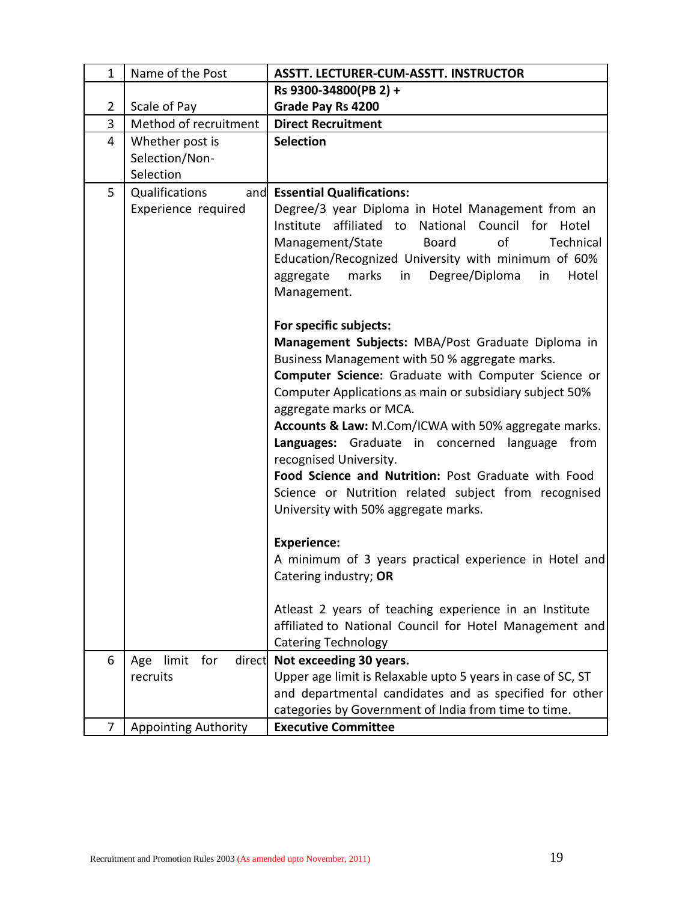| 1 | Name of the Post | **ASSTT. LECTURER-CUM-ASSTT. INSTRUCTOR** |
|---|---|---|
| 2 | Scale of Pay | **Rs 9300-34800(PB 2) + Grade Pay Rs 4200** |
| 3 | Method of recruitment | **Direct Recruitment** |
| 4 | Whether post is Selection/Non-Selection | **Selection** |
| 5 | Qualifications and Experience required | **Essential Qualifications:**<br>Degree/3 year Diploma in Hotel Management from an Institute affiliated to National Council for Hotel Management/State Board of Technical Education/Recognized University with minimum of 60% aggregate marks in Degree/Diploma in Hotel Management.<br><br>**For specific subjects:**<br>**Management Subjects:** MBA/Post Graduate Diploma in Business Management with 50 % aggregate marks.<br>**Computer Science:** Graduate with Computer Science or Computer Applications as main or subsidiary subject 50% aggregate marks or MCA.<br>**Accounts & Law:** M.Com/ICWA with 50% aggregate marks.<br>**Languages:** Graduate in concerned language from recognised University.<br>**Food Science and Nutrition:** Post Graduate with Food Science or Nutrition related subject from recognised University with 50% aggregate marks.<br><br>**Experience:**<br>A minimum of 3 years practical experience in Hotel and Catering industry; **OR**<br><br>Atleast 2 years of teaching experience in an Institute affiliated to National Council for Hotel Management and Catering Technology |
| 6 | Age limit for direct recruits | **Not exceeding 30 years.**<br>Upper age limit is Relaxable upto 5 years in case of SC, ST and departmental candidates and as specified for other categories by Government of India from time to time. |
| 7 | Appointing Authority | **Executive Committee** |

Recruitment and Promotion Rules 2003 (As amended upto November, 2011)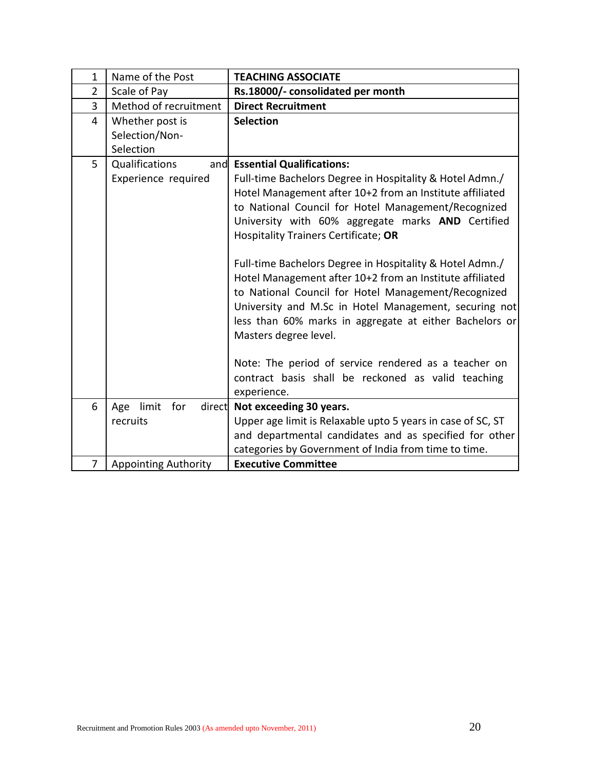| 1 | Name of the Post | **TEACHING ASSOCIATE** |
|---|---|---|
| 2 | Scale of Pay | **Rs.18000/- consolidated per month** |
| 3 | Method of recruitment | **Direct Recruitment** |
| 4 | Whether post is Selection/Non-Selection | **Selection** |
| 5 | Qualifications and Experience required | **Essential Qualifications:**<br>Full-time Bachelors Degree in Hospitality & Hotel Admn./ Hotel Management after 10+2 from an Institute affiliated to National Council for Hotel Management/Recognized University with 60% aggregate marks **AND** Certified Hospitality Trainers Certificate; **OR**<br><br>Full-time Bachelors Degree in Hospitality & Hotel Admn./ Hotel Management after 10+2 from an Institute affiliated to National Council for Hotel Management/Recognized University and M.Sc in Hotel Management, securing not less than 60% marks in aggregate at either Bachelors or Masters degree level.<br><br>Note: The period of service rendered as a teacher on contract basis shall be reckoned as valid teaching experience. |
| 6 | Age limit for direct recruits | **Not exceeding 30 years.**<br>Upper age limit is Relaxable upto 5 years in case of SC, ST and departmental candidates and as specified for other categories by Government of India from time to time. |
| 7 | Appointing Authority | **Executive Committee** |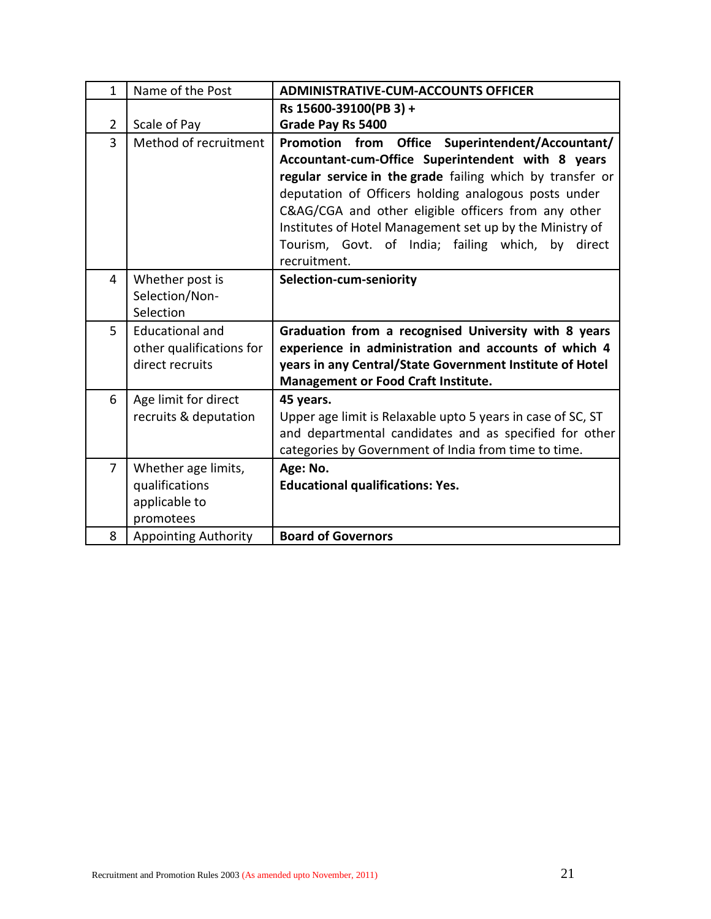| 1 | Name of the Post | **ADMINISTRATIVE-CUM-ACCOUNTS OFFICER** |
|---|---|---|
| 2 | Scale of Pay | **Rs 15600-39100(PB 3) + Grade Pay Rs 5400** |
| 3 | Method of recruitment | **Promotion from Office Superintendent/Accountant/ Accountant-cum-Office Superintendent with 8 years regular service in the grade** failing which by transfer or deputation of Officers holding analogous posts under C&AG/CGA and other eligible officers from any other Institutes of Hotel Management set up by the Ministry of Tourism, Govt. of India; failing which, by direct recruitment. |
| 4 | Whether post is Selection/Non-Selection | **Selection-cum-seniority** |
| 5 | Educational and other qualifications for direct recruits | **Graduation from a recognised University with 8 years experience in administration and accounts of which 4 years in any Central/State Government Institute of Hotel Management or Food Craft Institute.** |
| 6 | Age limit for direct recruits & deputation | **45 years.** Upper age limit is Relaxable upto 5 years in case of SC, ST and departmental candidates and as specified for other categories by Government of India from time to time. |
| 7 | Whether age limits, qualifications applicable to promotees | **Age: No.** **Educational qualifications: Yes.** |
| 8 | Appointing Authority | **Board of Governors** |

Recruitment and Promotion Rules 2003 (As amended upto November, 2011)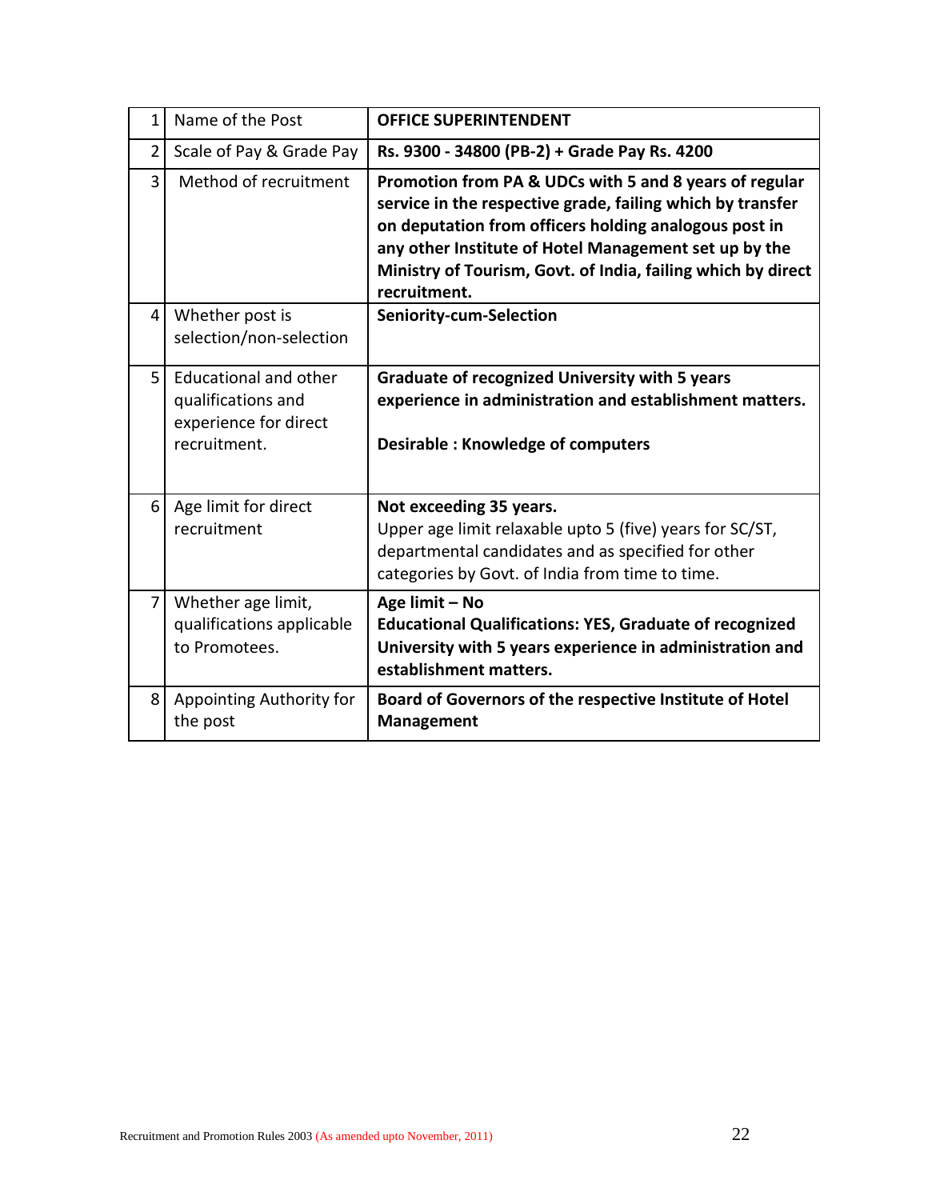| | | |
|---|---|---|
| 1 | Name of the Post | **OFFICE SUPERINTENDENT** |
| 2 | Scale of Pay & Grade Pay | **Rs. 9300 - 34800 (PB-2) + Grade Pay Rs. 4200** |
| 3 | Method of recruitment | **Promotion from PA & UDCs with 5 and 8 years of regular service in the respective grade, failing which by transfer on deputation from officers holding analogous post in any other Institute of Hotel Management set up by the Ministry of Tourism, Govt. of India, failing which by direct recruitment.** |
| 4 | Whether post is selection/non-selection | **Seniority-cum-Selection** |
| 5 | Educational and other qualifications and experience for direct recruitment. | **Graduate of recognized University with 5 years experience in administration and establishment matters.**<br><br>**Desirable : Knowledge of computers** |
| 6 | Age limit for direct recruitment | **Not exceeding 35 years.**<br>Upper age limit relaxable upto 5 (five) years for SC/ST, departmental candidates and as specified for other categories by Govt. of India from time to time. |
| 7 | Whether age limit, qualifications applicable to Promotees. | **Age limit – No**<br>**Educational Qualifications: YES, Graduate of recognized University with 5 years experience in administration and establishment matters.** |
| 8 | Appointing Authority for the post | **Board of Governors of the respective Institute of Hotel Management** |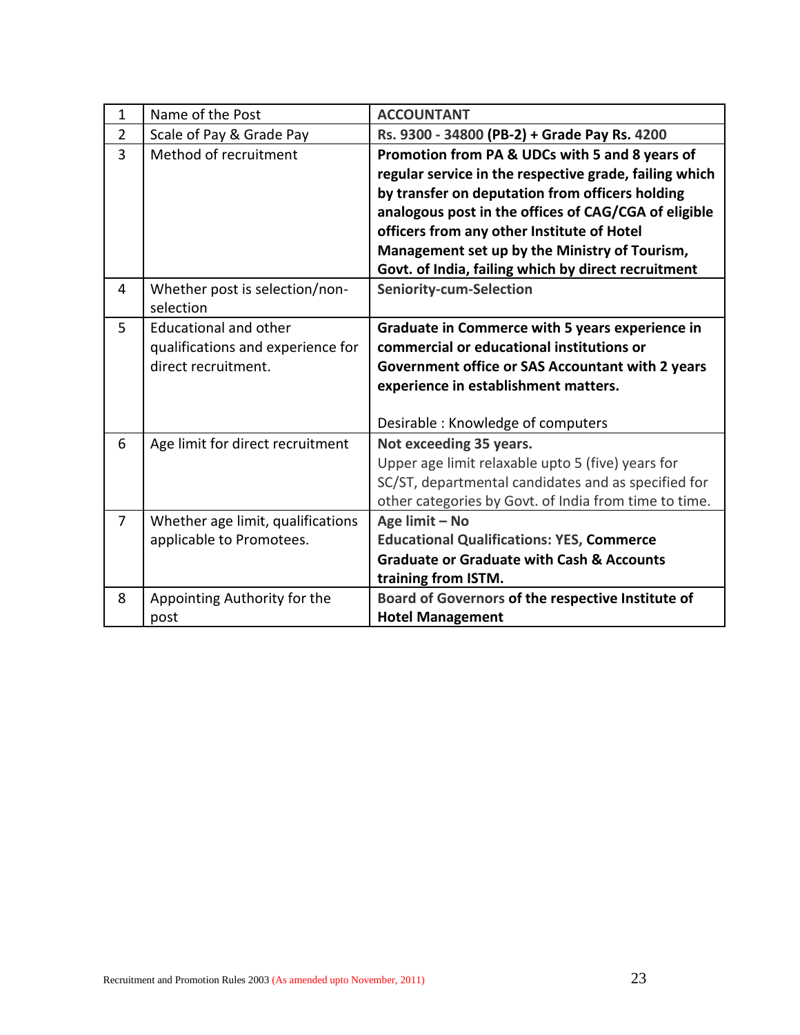| 1 | Name of the Post | **ACCOUNTANT** |
|---|---|---|
| 2 | Scale of Pay & Grade Pay | **Rs. 9300 - 34800 (PB-2) + Grade Pay Rs. 4200** |
| 3 | Method of recruitment | **Promotion from PA & UDCs with 5 and 8 years of regular service in the respective grade, failing which by transfer on deputation from officers holding analogous post in the offices of CAG/CGA of eligible officers from any other Institute of Hotel Management set up by the Ministry of Tourism, Govt. of India, failing which by direct recruitment** |
| 4 | Whether post is selection/non-selection | **Seniority-cum-Selection** |
| 5 | Educational and other qualifications and experience for direct recruitment. | **Graduate in Commerce with 5 years experience in commercial or educational institutions or Government office or SAS Accountant with 2 years experience in establishment matters.**<br><br>Desirable : Knowledge of computers |
| 6 | Age limit for direct recruitment | **Not exceeding 35 years.**<br>Upper age limit relaxable upto 5 (five) years for SC/ST, departmental candidates and as specified for other categories by Govt. of India from time to time. |
| 7 | Whether age limit, qualifications applicable to Promotees. | **Age limit – No**<br>**Educational Qualifications: YES, Commerce Graduate or Graduate with Cash & Accounts training from ISTM.** |
| 8 | Appointing Authority for the post | **Board of Governors of the respective Institute of Hotel Management** |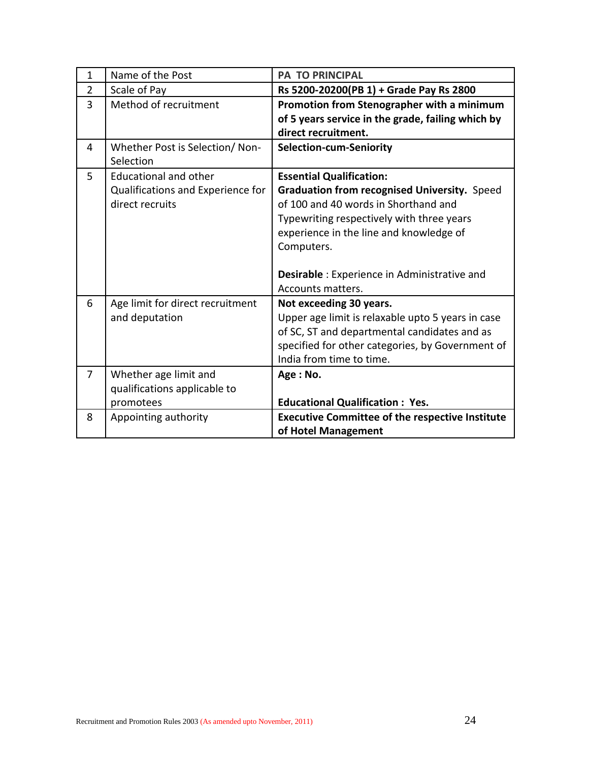| 1 | Name of the Post | **PA TO PRINCIPAL** |
|---|---|---|
| 2 | Scale of Pay | **Rs 5200-20200(PB 1) + Grade Pay Rs 2800** |
| 3 | Method of recruitment | **Promotion from Stenographer with a minimum of 5 years service in the grade, failing which by direct recruitment.** |
| 4 | Whether Post is Selection/ Non-Selection | **Selection-cum-Seniority** |
| 5 | Educational and other Qualifications and Experience for direct recruits | **Essential Qualification:**<br>**Graduation from recognised University.** Speed of 100 and 40 words in Shorthand and Typewriting respectively with three years experience in the line and knowledge of Computers.<br><br>**Desirable** : Experience in Administrative and Accounts matters. |
| 6 | Age limit for direct recruitment and deputation | **Not exceeding 30 years.**<br>Upper age limit is relaxable upto 5 years in case of SC, ST and departmental candidates and as specified for other categories, by Government of India from time to time. |
| 7 | Whether age limit and qualifications applicable to promotees | **Age : No.**<br><br>**Educational Qualification : Yes.** |
| 8 | Appointing authority | **Executive Committee of the respective Institute of Hotel Management** |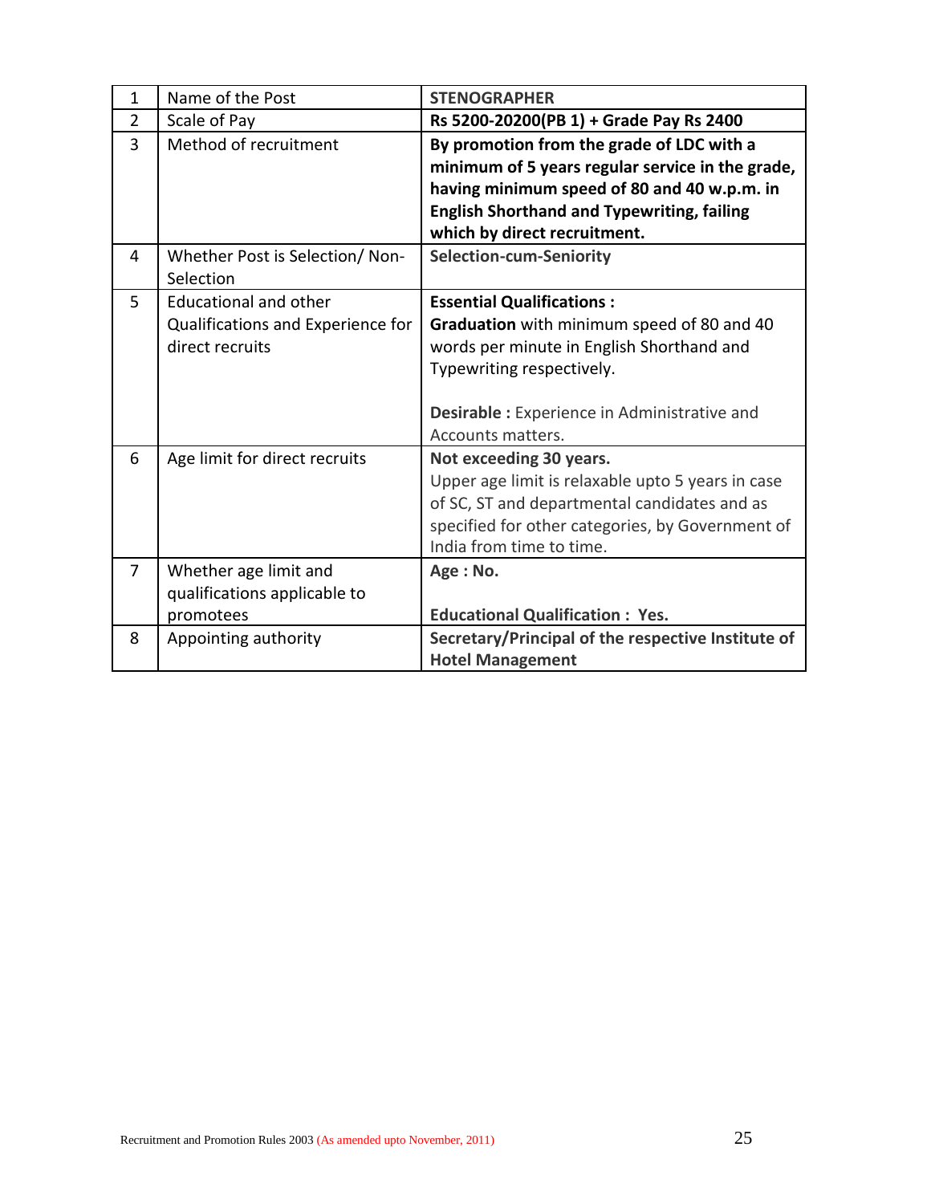| 1 | Name of the Post | **STENOGRAPHER** |
|---|---|---|
| 2 | Scale of Pay | **Rs 5200-20200(PB 1) + Grade Pay Rs 2400** |
| 3 | Method of recruitment | **By promotion from the grade of LDC with a minimum of 5 years regular service in the grade, having minimum speed of 80 and 40 w.p.m. in English Shorthand and Typewriting, failing which by direct recruitment.** |
| 4 | Whether Post is Selection/ Non-Selection | **Selection-cum-Seniority** |
| 5 | Educational and other Qualifications and Experience for direct recruits | **Essential Qualifications :** **Graduation** with minimum speed of 80 and 40 words per minute in English Shorthand and Typewriting respectively.<br><br>**Desirable :** Experience in Administrative and Accounts matters. |
| 6 | Age limit for direct recruits | **Not exceeding 30 years.** Upper age limit is relaxable upto 5 years in case of SC, ST and departmental candidates and as specified for other categories, by Government of India from time to time. |
| 7 | Whether age limit and qualifications applicable to promotees | **Age : No.**<br><br>**Educational Qualification : Yes.** |
| 8 | Appointing authority | **Secretary/Principal of the respective Institute of Hotel Management** |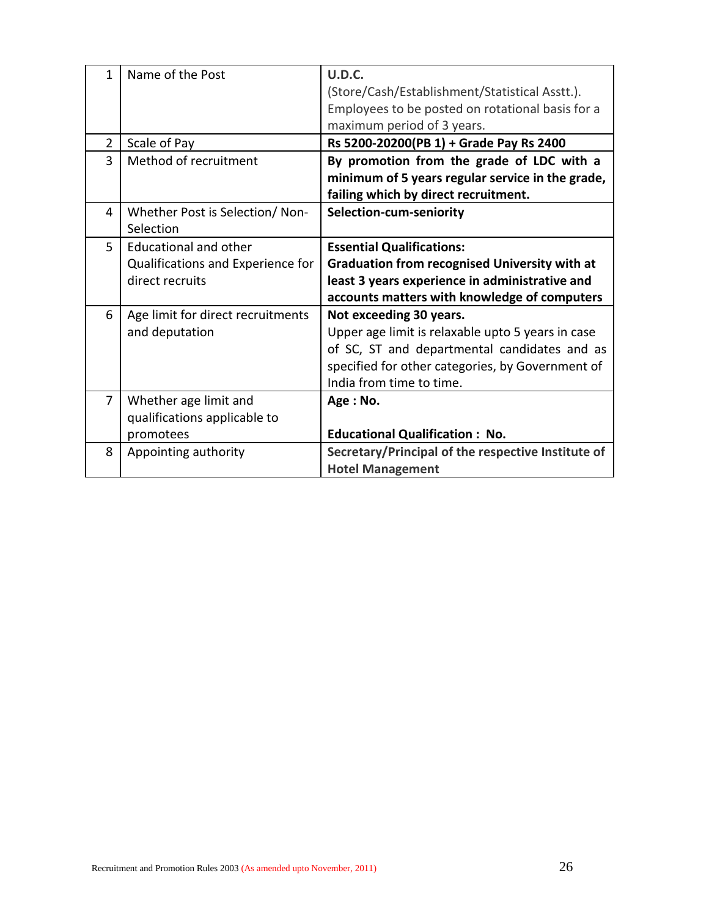| 1 | Name of the Post | **U.D.C.**<br>(Store/Cash/Establishment/Statistical Asstt.). Employees to be posted on rotational basis for a maximum period of 3 years. |
|---|---|---|
| 2 | Scale of Pay | **Rs 5200-20200(PB 1) + Grade Pay Rs 2400** |
| 3 | Method of recruitment | **By promotion from the grade of LDC with a minimum of 5 years regular service in the grade, failing which by direct recruitment.** |
| 4 | Whether Post is Selection/ Non-Selection | **Selection-cum-seniority** |
| 5 | Educational and other Qualifications and Experience for direct recruits | **Essential Qualifications:**<br>**Graduation from recognised University with at least 3 years experience in administrative and accounts matters with knowledge of computers** |
| 6 | Age limit for direct recruitments and deputation | **Not exceeding 30 years.**<br>Upper age limit is relaxable upto 5 years in case of SC, ST and departmental candidates and as specified for other categories, by Government of India from time to time. |
| 7 | Whether age limit and qualifications applicable to promotees | **Age : No.**<br><br>**Educational Qualification : No.** |
| 8 | Appointing authority | **Secretary/Principal of the respective Institute of Hotel Management** |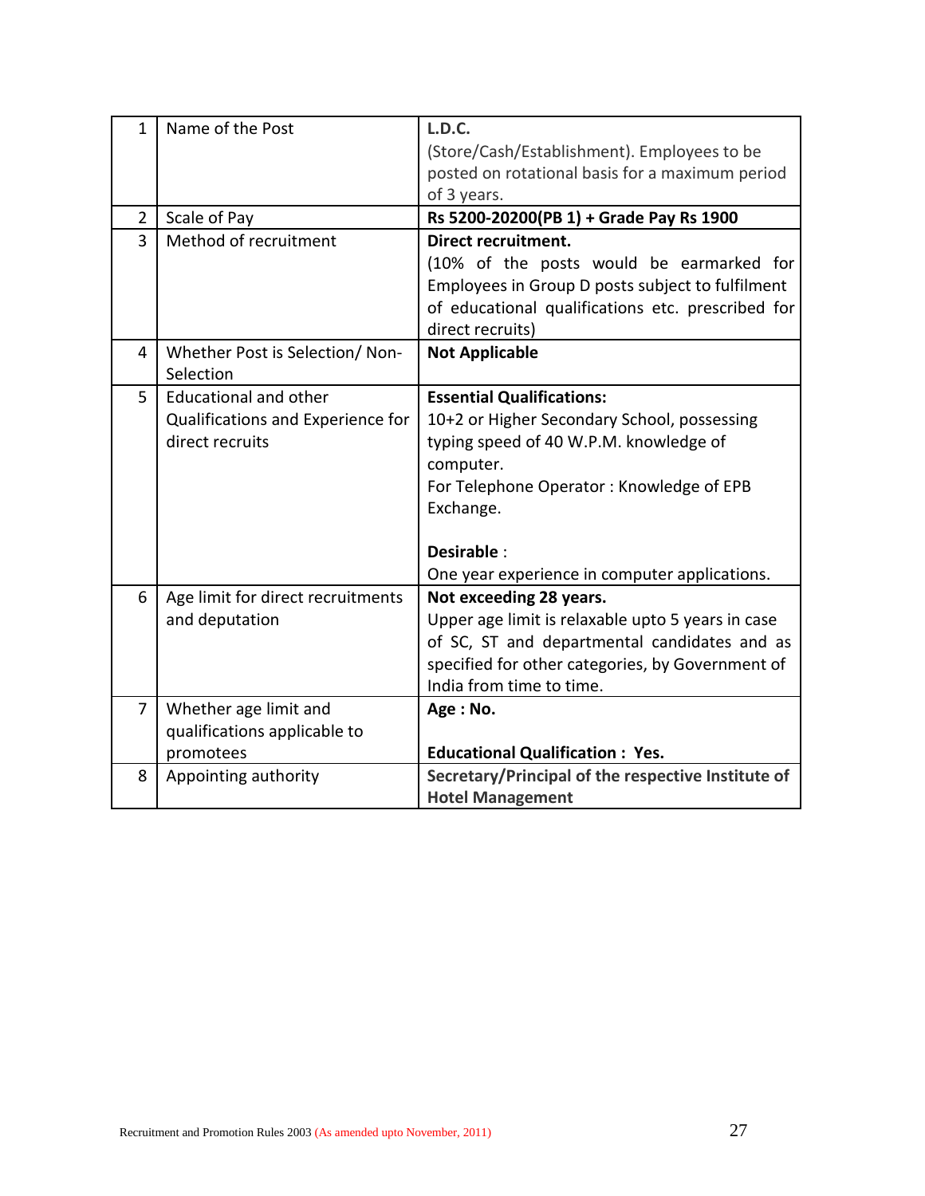| 1 | Name of the Post | **L.D.C.**<br>(Store/Cash/Establishment). Employees to be posted on rotational basis for a maximum period of 3 years. |
|---|---|---|
| 2 | Scale of Pay | **Rs 5200-20200(PB 1) + Grade Pay Rs 1900** |
| 3 | Method of recruitment | **Direct recruitment.**<br>(10% of the posts would be earmarked for Employees in Group D posts subject to fulfilment of educational qualifications etc. prescribed for direct recruits) |
| 4 | Whether Post is Selection/ Non-Selection | **Not Applicable** |
| 5 | Educational and other Qualifications and Experience for direct recruits | **Essential Qualifications:**<br>10+2 or Higher Secondary School, possessing typing speed of 40 W.P.M. knowledge of computer.<br>For Telephone Operator : Knowledge of EPB Exchange.<br><br>**Desirable** :<br>One year experience in computer applications. |
| 6 | Age limit for direct recruitments and deputation | **Not exceeding 28 years.**<br>Upper age limit is relaxable upto 5 years in case of SC, ST and departmental candidates and as specified for other categories, by Government of India from time to time. |
| 7 | Whether age limit and qualifications applicable to promotees | **Age : No.**<br><br>**Educational Qualification : Yes.** |
| 8 | Appointing authority | **Secretary/Principal of the respective Institute of Hotel Management** |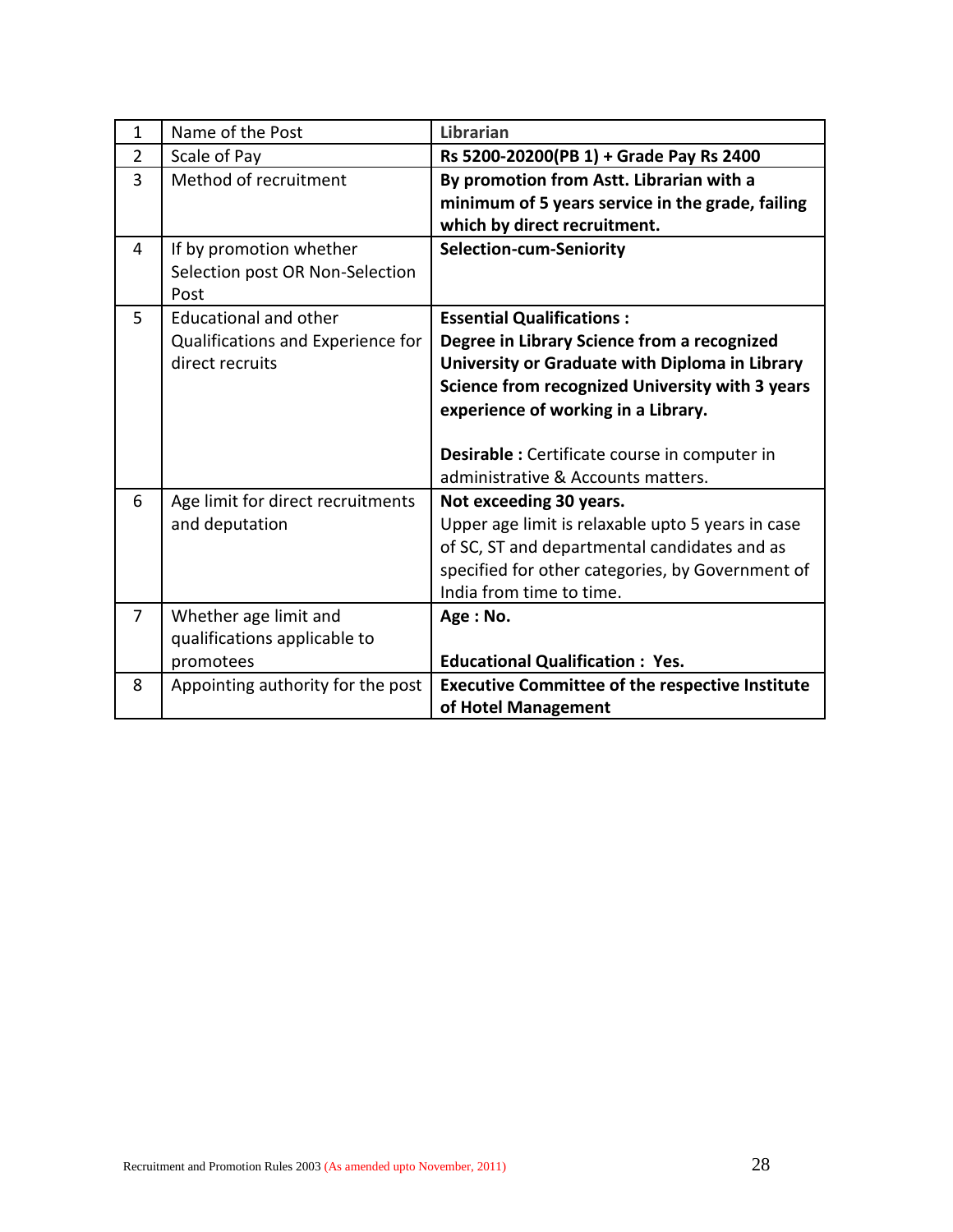| 1 | Name of the Post | **Librarian** |
|---|---|---|
| 2 | Scale of Pay | **Rs 5200-20200(PB 1) + Grade Pay Rs 2400** |
| 3 | Method of recruitment | **By promotion from Astt. Librarian with a minimum of 5 years service in the grade, failing which by direct recruitment.** |
| 4 | If by promotion whether Selection post OR Non-Selection Post | **Selection-cum-Seniority** |
| 5 | Educational and other Qualifications and Experience for direct recruits | **Essential Qualifications :** **Degree in Library Science from a recognized University or Graduate with Diploma in Library Science from recognized University with 3 years experience of working in a Library.**<br><br>**Desirable :** Certificate course in computer in administrative & Accounts matters. |
| 6 | Age limit for direct recruitments and deputation | **Not exceeding 30 years.** Upper age limit is relaxable upto 5 years in case of SC, ST and departmental candidates and as specified for other categories, by Government of India from time to time. |
| 7 | Whether age limit and qualifications applicable to promotees | **Age : No.**<br><br>**Educational Qualification : Yes.** |
| 8 | Appointing authority for the post | **Executive Committee of the respective Institute of Hotel Management** |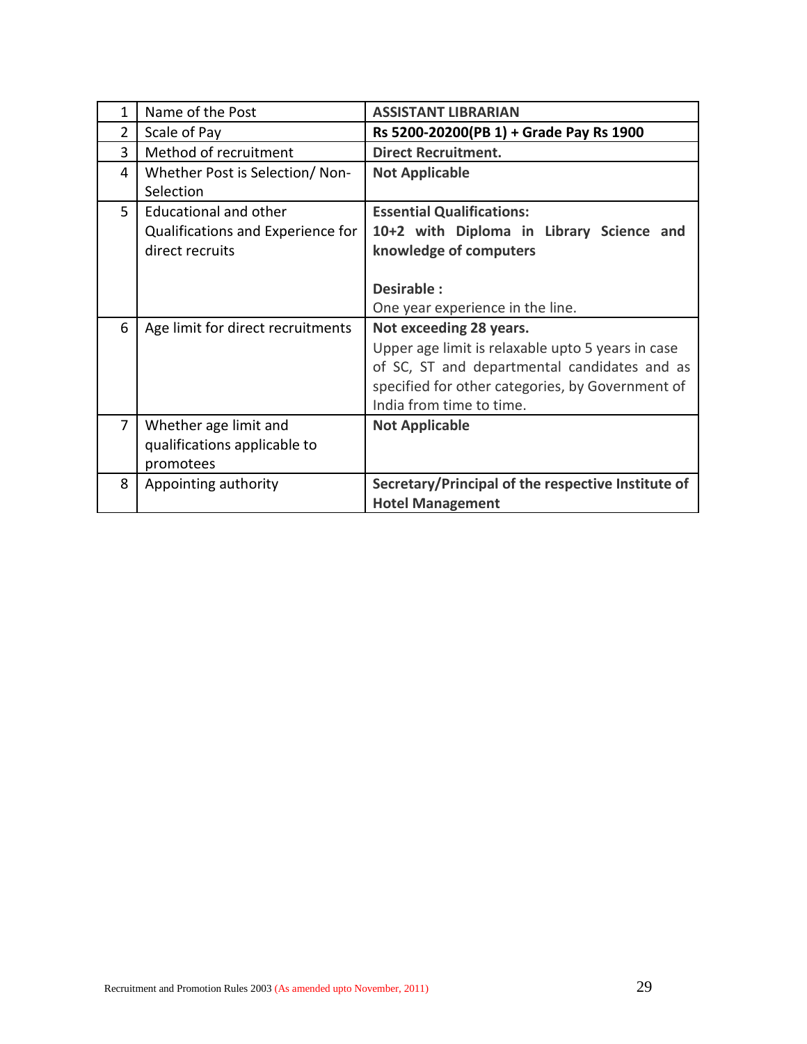| | | |
|---|---|---|
| 1 | Name of the Post | **ASSISTANT LIBRARIAN** |
| 2 | Scale of Pay | **Rs 5200-20200(PB 1) + Grade Pay Rs 1900** |
| 3 | Method of recruitment | **Direct Recruitment.** |
| 4 | Whether Post is Selection/ Non-Selection | **Not Applicable** |
| 5 | Educational and other Qualifications and Experience for direct recruits | **Essential Qualifications:**<br>**10+2 with Diploma in Library Science and knowledge of computers**<br><br>**Desirable :**<br>One year experience in the line. |
| 6 | Age limit for direct recruitments | **Not exceeding 28 years.**<br>Upper age limit is relaxable upto 5 years in case of SC, ST and departmental candidates and as specified for other categories, by Government of India from time to time. |
| 7 | Whether age limit and qualifications applicable to promotees | **Not Applicable** |
| 8 | Appointing authority | **Secretary/Principal of the respective Institute of Hotel Management** |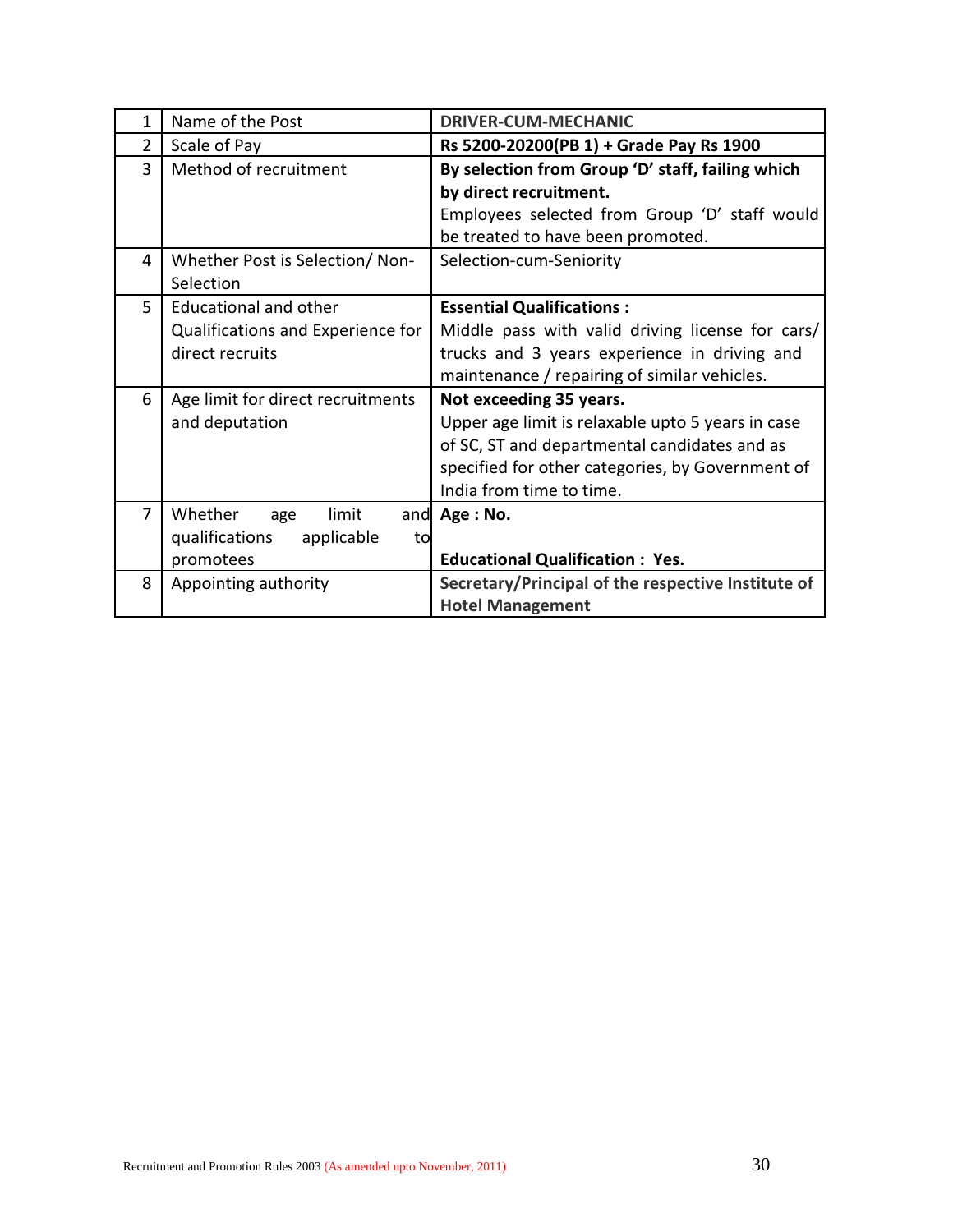| 1 | Name of the Post | **DRIVER-CUM-MECHANIC** |
|---|---|---|
| 2 | Scale of Pay | **Rs 5200-20200(PB 1) + Grade Pay Rs 1900** |
| 3 | Method of recruitment | **By selection from Group 'D' staff, failing which by direct recruitment.** Employees selected from Group 'D' staff would be treated to have been promoted. |
| 4 | Whether Post is Selection/ Non-Selection | Selection-cum-Seniority |
| 5 | Educational and other Qualifications and Experience for direct recruits | **Essential Qualifications :** Middle pass with valid driving license for cars/ trucks and 3 years experience in driving and maintenance / repairing of similar vehicles. |
| 6 | Age limit for direct recruitments and deputation | **Not exceeding 35 years.** Upper age limit is relaxable upto 5 years in case of SC, ST and departmental candidates and as specified for other categories, by Government of India from time to time. |
| 7 | Whether age limit and qualifications applicable to promotees | **Age : No.** **Educational Qualification : Yes.** |
| 8 | Appointing authority | **Secretary/Principal of the respective Institute of Hotel Management** |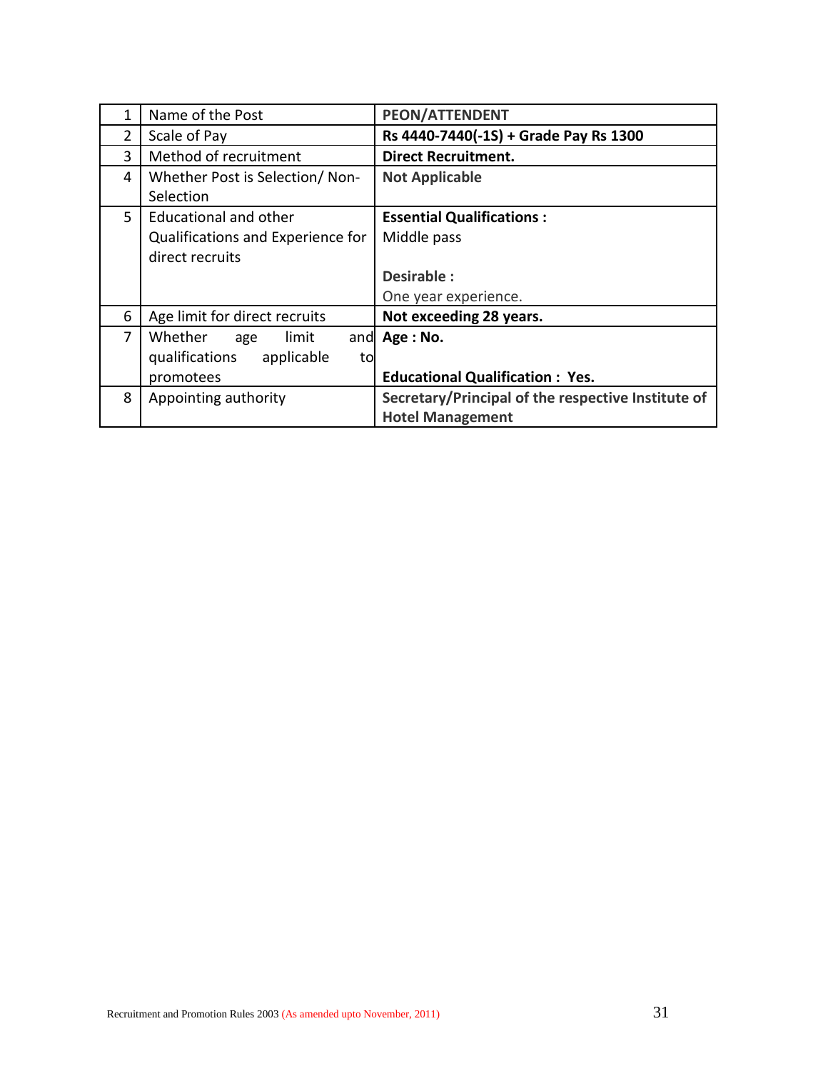| 1 | Name of the Post | **PEON/ATTENDENT** |
|---|---|---|
| 2 | Scale of Pay | **Rs 4440-7440(-1S) + Grade Pay Rs 1300** |
| 3 | Method of recruitment | **Direct Recruitment.** |
| 4 | Whether Post is Selection/ Non-Selection | **Not Applicable** |
| 5 | Educational and other Qualifications and Experience for direct recruits | **Essential Qualifications :**<br>Middle pass<br><br>**Desirable :**<br>One year experience. |
| 6 | Age limit for direct recruits | **Not exceeding 28 years.** |
| 7 | Whether age limit and qualifications applicable to promotees | **Age : No.**<br><br>**Educational Qualification : Yes.** |
| 8 | Appointing authority | **Secretary/Principal of the respective Institute of Hotel Management** |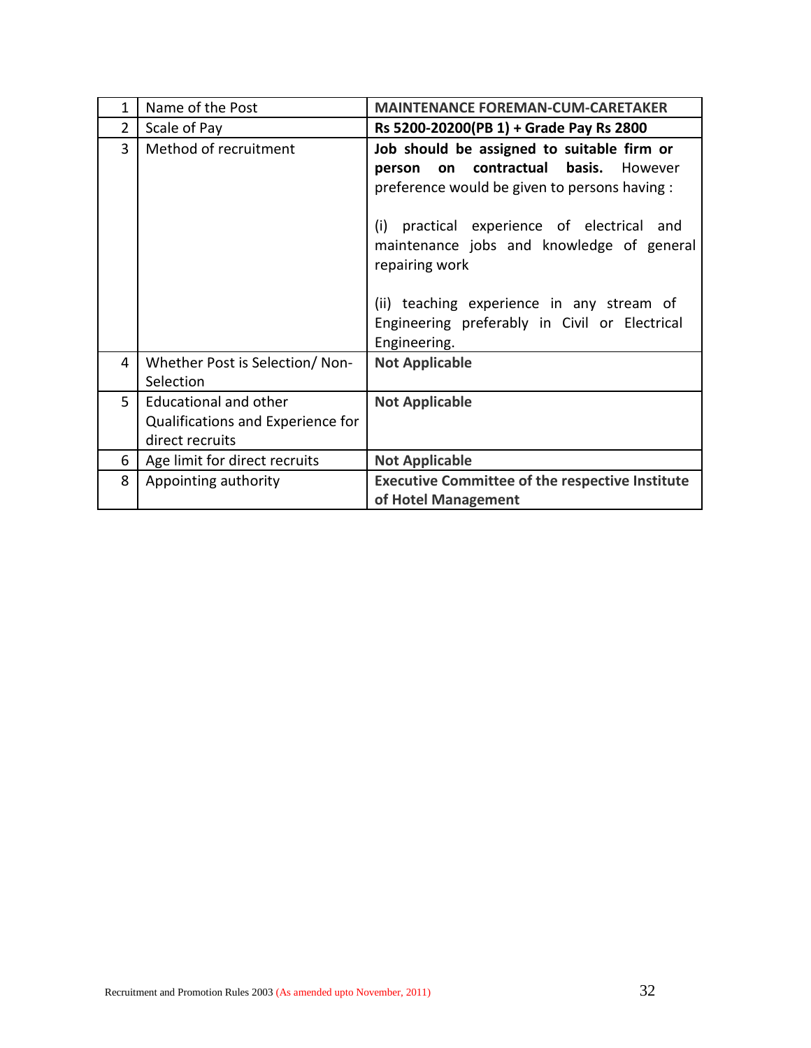| 1 | Name of the Post | **MAINTENANCE FOREMAN-CUM-CARETAKER** |
|---|---|---|
| 2 | Scale of Pay | **Rs 5200-20200(PB 1) + Grade Pay Rs 2800** |
| 3 | Method of recruitment | **Job should be assigned to suitable firm or person on contractual basis.** However preference would be given to persons having :<br><br>(i) practical experience of electrical and maintenance jobs and knowledge of general repairing work<br><br>(ii) teaching experience in any stream of Engineering preferably in Civil or Electrical Engineering. |
| 4 | Whether Post is Selection/ Non-Selection | **Not Applicable** |
| 5 | Educational and other Qualifications and Experience for direct recruits | **Not Applicable** |
| 6 | Age limit for direct recruits | **Not Applicable** |
| 8 | Appointing authority | **Executive Committee of the respective Institute of Hotel Management** |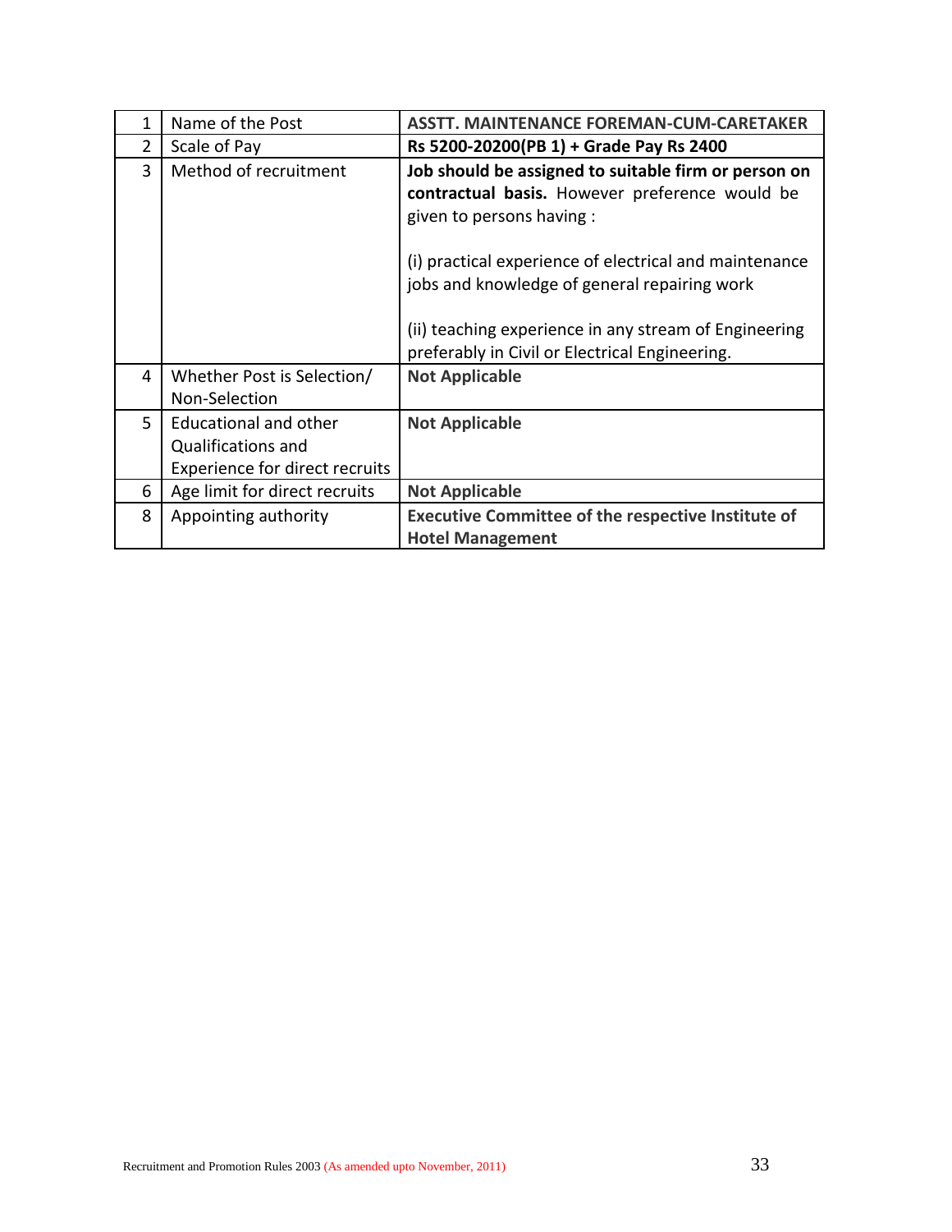| | | |
|---|---|---|
| 1 | Name of the Post | **ASSTT. MAINTENANCE FOREMAN-CUM-CARETAKER** |
| 2 | Scale of Pay | **Rs 5200-20200(PB 1) + Grade Pay Rs 2400** |
| 3 | Method of recruitment | **Job should be assigned to suitable firm or person on contractual basis.** However preference would be given to persons having :<br><br>(i) practical experience of electrical and maintenance jobs and knowledge of general repairing work<br><br>(ii) teaching experience in any stream of Engineering preferably in Civil or Electrical Engineering. |
| 4 | Whether Post is Selection/ Non-Selection | **Not Applicable** |
| 5 | Educational and other Qualifications and Experience for direct recruits | **Not Applicable** |
| 6 | Age limit for direct recruits | **Not Applicable** |
| 8 | Appointing authority | **Executive Committee of the respective Institute of Hotel Management** |